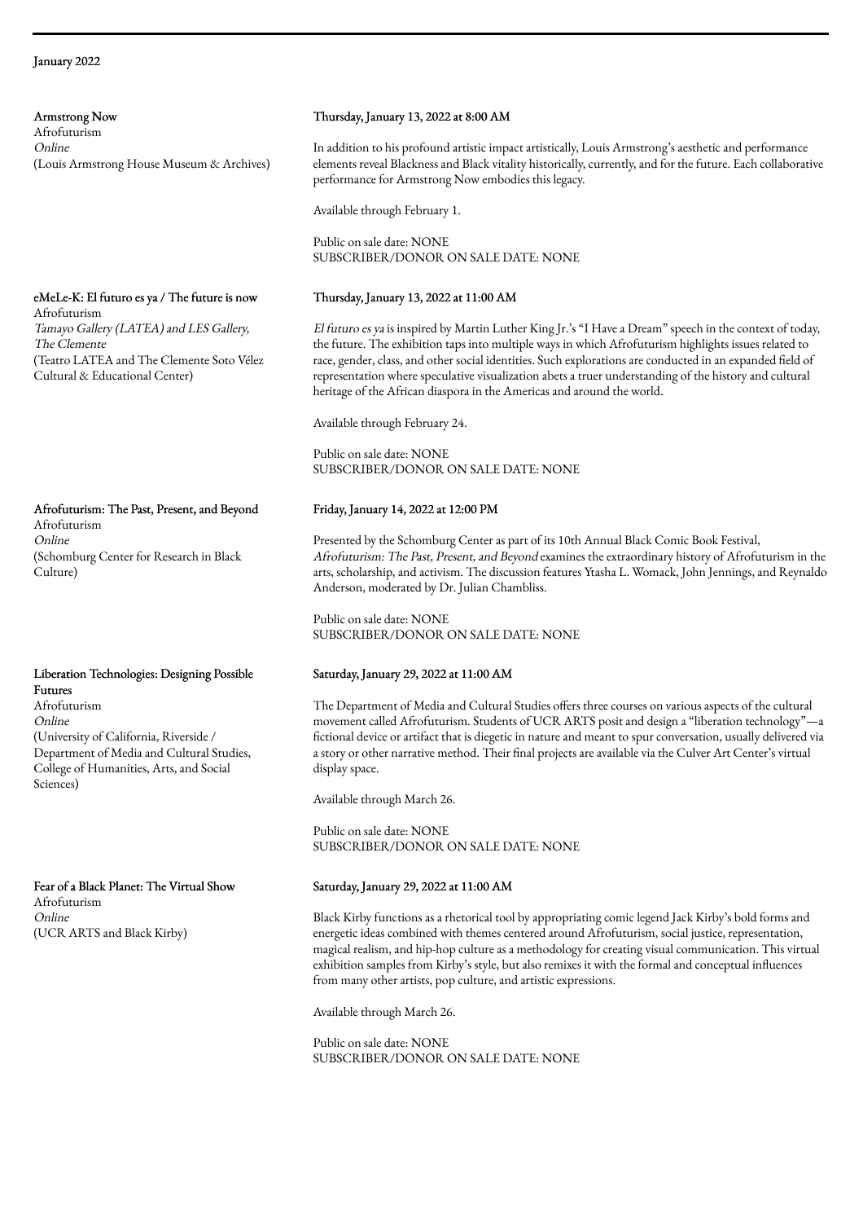## January 2022

### Armstrong Now

Afrofuturism
*Online*
(Louis Armstrong House Museum & Archives)

**Thursday, January 13, 2022 at 8:00 AM**

In addition to his profound artistic impact artistically, Louis Armstrong's aesthetic and performance elements reveal Blackness and Black vitality historically, currently, and for the future. Each collaborative performance for Armstrong Now embodies this legacy.

Available through February 1.

Public on sale date: NONE
SUBSCRIBER/DONOR ON SALE DATE: NONE

### eMeLe-K: El futuro es ya / The future is now

Afrofuturism
*Tamayo Gallery (LATEA) and LES Gallery, The Clemente*
(Teatro LATEA and The Clemente Soto Vélez Cultural & Educational Center)

**Thursday, January 13, 2022 at 11:00 AM**

*El futuro es ya* is inspired by Martin Luther King Jr.'s "I Have a Dream" speech in the context of today, the future. The exhibition taps into multiple ways in which Afrofuturism highlights issues related to race, gender, class, and other social identities. Such explorations are conducted in an expanded field of representation where speculative visualization abets a truer understanding of the history and cultural heritage of the African diaspora in the Americas and around the world.

Available through February 24.

Public on sale date: NONE
SUBSCRIBER/DONOR ON SALE DATE: NONE

### Afrofuturism: The Past, Present, and Beyond

Afrofuturism
*Online*
(Schomburg Center for Research in Black Culture)

**Friday, January 14, 2022 at 12:00 PM**

Presented by the Schomburg Center as part of its 10th Annual Black Comic Book Festival, *Afrofuturism: The Past, Present, and Beyond* examines the extraordinary history of Afrofuturism in the arts, scholarship, and activism. The discussion features Ytasha L. Womack, John Jennings, and Reynaldo Anderson, moderated by Dr. Julian Chambliss.

Public on sale date: NONE
SUBSCRIBER/DONOR ON SALE DATE: NONE

### Liberation Technologies: Designing Possible Futures

Afrofuturism
*Online*
(University of California, Riverside / Department of Media and Cultural Studies, College of Humanities, Arts, and Social Sciences)

**Saturday, January 29, 2022 at 11:00 AM**

The Department of Media and Cultural Studies offers three courses on various aspects of the cultural movement called Afrofuturism. Students of UCR ARTS posit and design a "liberation technology"—a fictional device or artifact that is diegetic in nature and meant to spur conversation, usually delivered via a story or other narrative method. Their final projects are available via the Culver Art Center's virtual display space.

Available through March 26.

Public on sale date: NONE
SUBSCRIBER/DONOR ON SALE DATE: NONE

### Fear of a Black Planet: The Virtual Show

Afrofuturism
*Online*
(UCR ARTS and Black Kirby)

**Saturday, January 29, 2022 at 11:00 AM**

Black Kirby functions as a rhetorical tool by appropriating comic legend Jack Kirby's bold forms and energetic ideas combined with themes centered around Afrofuturism, social justice, representation, magical realism, and hip-hop culture as a methodology for creating visual communication. This virtual exhibition samples from Kirby's style, but also remixes it with the formal and conceptual influences from many other artists, pop culture, and artistic expressions.

Available through March 26.

Public on sale date: NONE
SUBSCRIBER/DONOR ON SALE DATE: NONE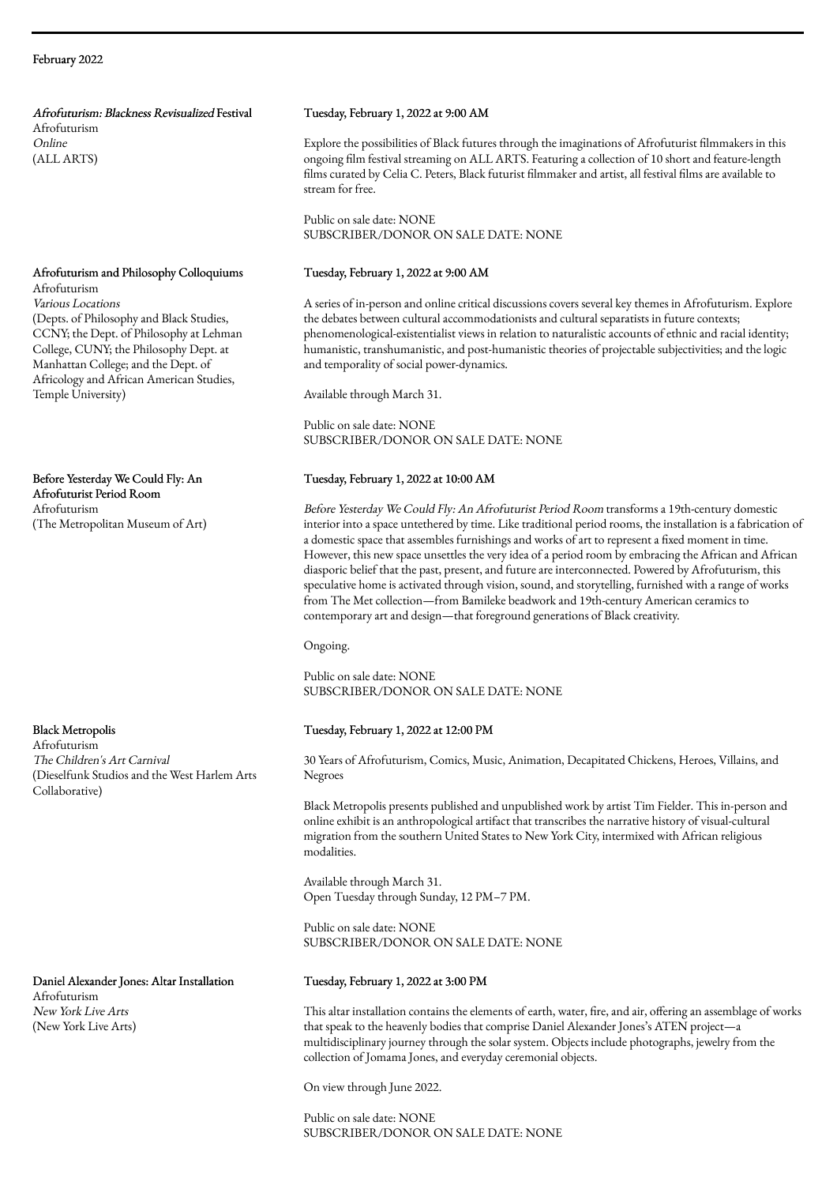February 2022

### *Afrofuturism: Blackness Revisualized* Festival
Afrofuturism
*Online*
(ALL ARTS)

Tuesday, February 1, 2022 at 9:00 AM

Explore the possibilities of Black futures through the imaginations of Afrofuturist filmmakers in this ongoing film festival streaming on ALL ARTS. Featuring a collection of 10 short and feature-length films curated by Celia C. Peters, Black futurist filmmaker and artist, all festival films are available to stream for free.

Public on sale date: NONE
SUBSCRIBER/DONOR ON SALE DATE: NONE

### Afrofuturism and Philosophy Colloquiums
Afrofuturism
*Various Locations*
(Depts. of Philosophy and Black Studies, CCNY; the Dept. of Philosophy at Lehman College, CUNY; the Philosophy Dept. at Manhattan College; and the Dept. of Africology and African American Studies, Temple University)

Tuesday, February 1, 2022 at 9:00 AM

A series of in-person and online critical discussions covers several key themes in Afrofuturism. Explore the debates between cultural accommodationists and cultural separatists in future contexts; phenomenological-existentialist views in relation to naturalistic accounts of ethnic and racial identity; humanistic, transhumanistic, and post-humanistic theories of projectable subjectivities; and the logic and temporality of social power-dynamics.

Available through March 31.

Public on sale date: NONE
SUBSCRIBER/DONOR ON SALE DATE: NONE

### Before Yesterday We Could Fly: An Afrofuturist Period Room
Afrofuturism
(The Metropolitan Museum of Art)

Tuesday, February 1, 2022 at 10:00 AM

*Before Yesterday We Could Fly: An Afrofuturist Period Room* transforms a 19th-century domestic interior into a space untethered by time. Like traditional period rooms, the installation is a fabrication of a domestic space that assembles furnishings and works of art to represent a fixed moment in time. However, this new space unsettles the very idea of a period room by embracing the African and African diasporic belief that the past, present, and future are interconnected. Powered by Afrofuturism, this speculative home is activated through vision, sound, and storytelling, furnished with a range of works from The Met collection—from Bamileke beadwork and 19th-century American ceramics to contemporary art and design—that foreground generations of Black creativity.

Ongoing.

Public on sale date: NONE
SUBSCRIBER/DONOR ON SALE DATE: NONE

### Black Metropolis
Afrofuturism
*The Children's Art Carnival*
(Dieselfunk Studios and the West Harlem Arts Collaborative)

Tuesday, February 1, 2022 at 12:00 PM

30 Years of Afrofuturism, Comics, Music, Animation, Decapitated Chickens, Heroes, Villains, and Negroes

Black Metropolis presents published and unpublished work by artist Tim Fielder. This in-person and online exhibit is an anthropological artifact that transcribes the narrative history of visual-cultural migration from the southern United States to New York City, intermixed with African religious modalities.

Available through March 31.
Open Tuesday through Sunday, 12 PM–7 PM.

Public on sale date: NONE
SUBSCRIBER/DONOR ON SALE DATE: NONE

### Daniel Alexander Jones: Altar Installation
Afrofuturism
*New York Live Arts*
(New York Live Arts)

Tuesday, February 1, 2022 at 3:00 PM

This altar installation contains the elements of earth, water, fire, and air, offering an assemblage of works that speak to the heavenly bodies that comprise Daniel Alexander Jones's ATEN project—a multidisciplinary journey through the solar system. Objects include photographs, jewelry from the collection of Jomama Jones, and everyday ceremonial objects.

On view through June 2022.

Public on sale date: NONE
SUBSCRIBER/DONOR ON SALE DATE: NONE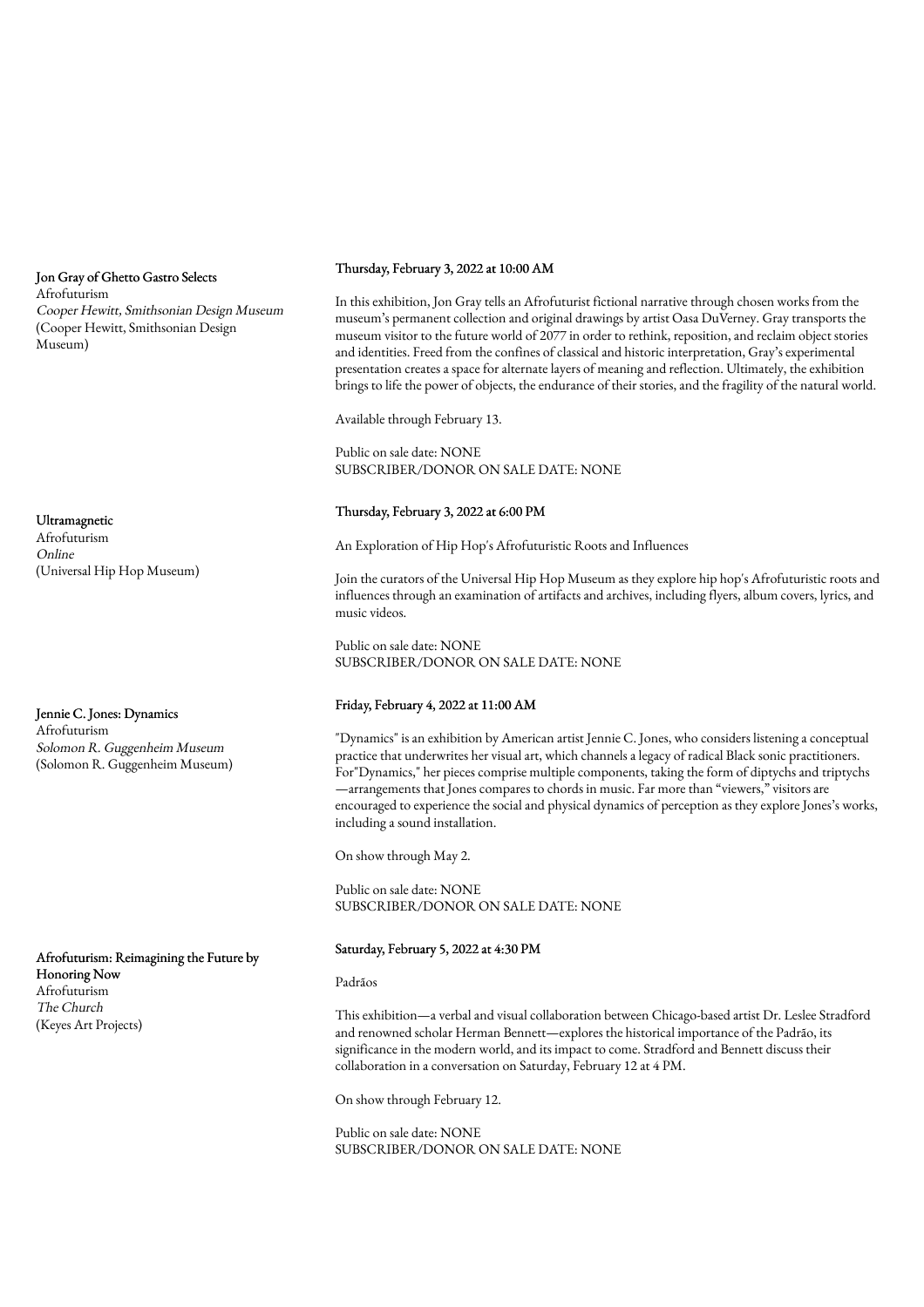**Jon Gray of Ghetto Gastro Selects**
Afrofuturism
*Cooper Hewitt, Smithsonian Design Museum*
(Cooper Hewitt, Smithsonian Design Museum)

Thursday, February 3, 2022 at 10:00 AM

In this exhibition, Jon Gray tells an Afrofuturist fictional narrative through chosen works from the museum's permanent collection and original drawings by artist Oasa DuVerney. Gray transports the museum visitor to the future world of 2077 in order to rethink, reposition, and reclaim object stories and identities. Freed from the confines of classical and historic interpretation, Gray's experimental presentation creates a space for alternate layers of meaning and reflection. Ultimately, the exhibition brings to life the power of objects, the endurance of their stories, and the fragility of the natural world.

Available through February 13.

Public on sale date: NONE
SUBSCRIBER/DONOR ON SALE DATE: NONE

**Ultramagnetic**
Afrofuturism
*Online*
(Universal Hip Hop Museum)

Thursday, February 3, 2022 at 6:00 PM

An Exploration of Hip Hop's Afrofuturistic Roots and Influences

Join the curators of the Universal Hip Hop Museum as they explore hip hop's Afrofuturistic roots and influences through an examination of artifacts and archives, including flyers, album covers, lyrics, and music videos.

Public on sale date: NONE
SUBSCRIBER/DONOR ON SALE DATE: NONE

**Jennie C. Jones: Dynamics**
Afrofuturism
*Solomon R. Guggenheim Museum*
(Solomon R. Guggenheim Museum)

Friday, February 4, 2022 at 11:00 AM

"Dynamics" is an exhibition by American artist Jennie C. Jones, who considers listening a conceptual practice that underwrites her visual art, which channels a legacy of radical Black sonic practitioners. For"Dynamics," her pieces comprise multiple components, taking the form of diptychs and triptychs—arrangements that Jones compares to chords in music. Far more than "viewers," visitors are encouraged to experience the social and physical dynamics of perception as they explore Jones's works, including a sound installation.

On show through May 2.

Public on sale date: NONE
SUBSCRIBER/DONOR ON SALE DATE: NONE

**Afrofuturism: Reimagining the Future by Honoring Now**
Afrofuturism
*The Church*
(Keyes Art Projects)

Saturday, February 5, 2022 at 4:30 PM

Padrãos

This exhibition—a verbal and visual collaboration between Chicago-based artist Dr. Leslee Stradford and renowned scholar Herman Bennett—explores the historical importance of the Padrão, its significance in the modern world, and its impact to come. Stradford and Bennett discuss their collaboration in a conversation on Saturday, February 12 at 4 PM.

On show through February 12.

Public on sale date: NONE
SUBSCRIBER/DONOR ON SALE DATE: NONE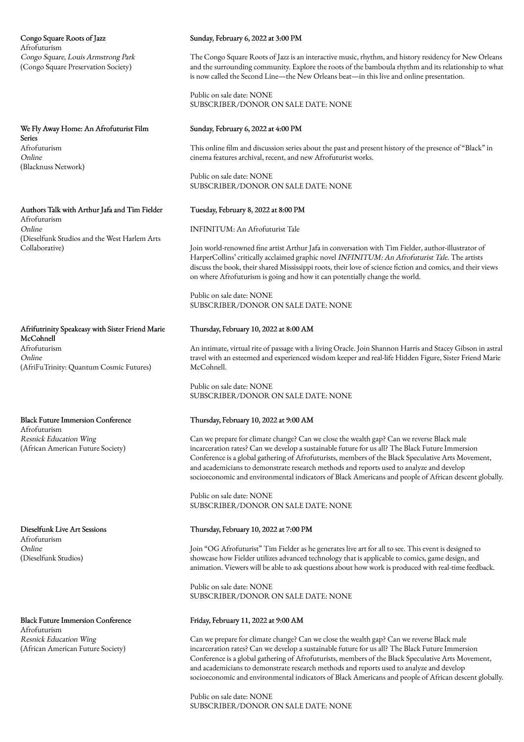**Congo Square Roots of Jazz**
Afrofuturism
*Congo Square, Louis Armstrong Park*
(Congo Square Preservation Society)

Sunday, February 6, 2022 at 3:00 PM

The Congo Square Roots of Jazz is an interactive music, rhythm, and history residency for New Orleans and the surrounding community. Explore the roots of the bamboula rhythm and its relationship to what is now called the Second Line—the New Orleans beat—in this live and online presentation.

Public on sale date: NONE
SUBSCRIBER/DONOR ON SALE DATE: NONE

**We Fly Away Home: An Afrofuturist Film Series**
Afrofuturism
*Online*
(Blacknuss Network)

Sunday, February 6, 2022 at 4:00 PM

This online film and discussion series about the past and present history of the presence of "Black" in cinema features archival, recent, and new Afrofuturist works.

Public on sale date: NONE
SUBSCRIBER/DONOR ON SALE DATE: NONE

**Authors Talk with Arthur Jafa and Tim Fielder**
Afrofuturism
*Online*
(Dieselfunk Studios and the West Harlem Arts Collaborative)

Tuesday, February 8, 2022 at 8:00 PM

INFINITUM: An Afrofuturist Tale

Join world-renowned fine artist Arthur Jafa in conversation with Tim Fielder, author-illustrator of HarperCollins' critically acclaimed graphic novel *INFINITUM: An Afrofuturist Tale*. The artists discuss the book, their shared Mississippi roots, their love of science fiction and comics, and their views on where Afrofuturism is going and how it can potentially change the world.

Public on sale date: NONE
SUBSCRIBER/DONOR ON SALE DATE: NONE

**Afrifutrinity Speakeasy with Sister Friend Marie McCohnell**
Afrofuturism
*Online*
(AfriFuTrinity: Quantum Cosmic Futures)

Thursday, February 10, 2022 at 8:00 AM

An intimate, virtual rite of passage with a living Oracle. Join Shannon Harris and Stacey Gibson in astral travel with an esteemed and experienced wisdom keeper and real-life Hidden Figure, Sister Friend Marie McCohnell.

Public on sale date: NONE
SUBSCRIBER/DONOR ON SALE DATE: NONE

**Black Future Immersion Conference**
Afrofuturism
*Resnick Education Wing*
(African American Future Society)

Thursday, February 10, 2022 at 9:00 AM

Can we prepare for climate change? Can we close the wealth gap? Can we reverse Black male incarceration rates? Can we develop a sustainable future for us all? The Black Future Immersion Conference is a global gathering of Afrofuturists, members of the Black Speculative Arts Movement, and academicians to demonstrate research methods and reports used to analyze and develop socioeconomic and environmental indicators of Black Americans and people of African descent globally.

Public on sale date: NONE
SUBSCRIBER/DONOR ON SALE DATE: NONE

**Dieselfunk Live Art Sessions**
Afrofuturism
*Online*
(Dieselfunk Studios)

Thursday, February 10, 2022 at 7:00 PM

Join "OG Afrofuturist" Tim Fielder as he generates live art for all to see. This event is designed to showcase how Fielder utilizes advanced technology that is applicable to comics, game design, and animation. Viewers will be able to ask questions about how work is produced with real-time feedback.

Public on sale date: NONE
SUBSCRIBER/DONOR ON SALE DATE: NONE

**Black Future Immersion Conference**
Afrofuturism
*Resnick Education Wing*
(African American Future Society)

Friday, February 11, 2022 at 9:00 AM

Can we prepare for climate change? Can we close the wealth gap? Can we reverse Black male incarceration rates? Can we develop a sustainable future for us all? The Black Future Immersion Conference is a global gathering of Afrofuturists, members of the Black Speculative Arts Movement, and academicians to demonstrate research methods and reports used to analyze and develop socioeconomic and environmental indicators of Black Americans and people of African descent globally.

Public on sale date: NONE
SUBSCRIBER/DONOR ON SALE DATE: NONE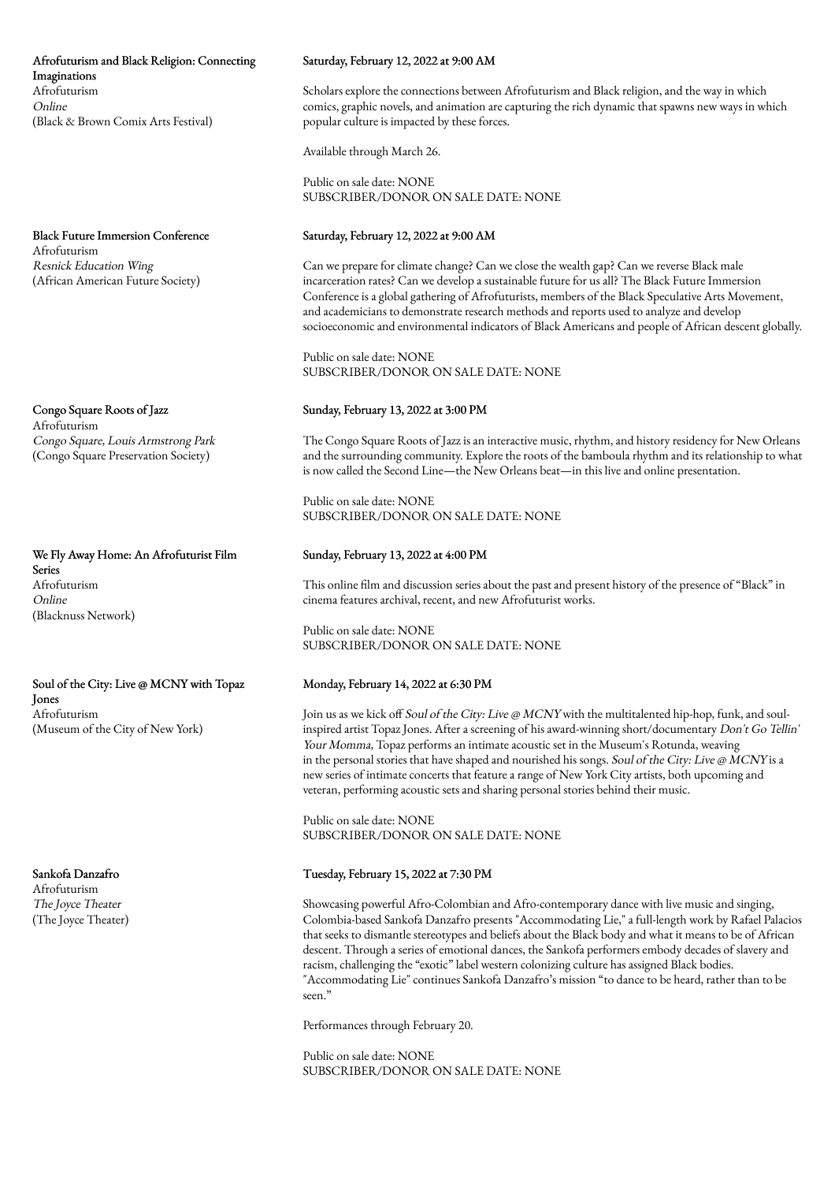**Afrofuturism and Black Religion: Connecting Imaginations**
Afrofuturism
*Online*
(Black & Brown Comix Arts Festival)

Saturday, February 12, 2022 at 9:00 AM

Scholars explore the connections between Afrofuturism and Black religion, and the way in which comics, graphic novels, and animation are capturing the rich dynamic that spawns new ways in which popular culture is impacted by these forces.

Available through March 26.

Public on sale date: NONE
SUBSCRIBER/DONOR ON SALE DATE: NONE

**Black Future Immersion Conference**
Afrofuturism
*Resnick Education Wing*
(African American Future Society)

Saturday, February 12, 2022 at 9:00 AM

Can we prepare for climate change? Can we close the wealth gap? Can we reverse Black male incarceration rates? Can we develop a sustainable future for us all? The Black Future Immersion Conference is a global gathering of Afrofuturists, members of the Black Speculative Arts Movement, and academicians to demonstrate research methods and reports used to analyze and develop socioeconomic and environmental indicators of Black Americans and people of African descent globally.

Public on sale date: NONE
SUBSCRIBER/DONOR ON SALE DATE: NONE

**Congo Square Roots of Jazz**
Afrofuturism
*Congo Square, Louis Armstrong Park*
(Congo Square Preservation Society)

Sunday, February 13, 2022 at 3:00 PM

The Congo Square Roots of Jazz is an interactive music, rhythm, and history residency for New Orleans and the surrounding community. Explore the roots of the bamboula rhythm and its relationship to what is now called the Second Line—the New Orleans beat—in this live and online presentation.

Public on sale date: NONE
SUBSCRIBER/DONOR ON SALE DATE: NONE

**We Fly Away Home: An Afrofuturist Film Series**
Afrofuturism
*Online*
(Blacknuss Network)

Sunday, February 13, 2022 at 4:00 PM

This online film and discussion series about the past and present history of the presence of "Black" in cinema features archival, recent, and new Afrofuturist works.

Public on sale date: NONE
SUBSCRIBER/DONOR ON SALE DATE: NONE

**Soul of the City: Live @ MCNY with Topaz Jones**
Afrofuturism
(Museum of the City of New York)

Monday, February 14, 2022 at 6:30 PM

Join us as we kick off *Soul of the City: Live @ MCNY* with the multitalented hip-hop, funk, and soul-inspired artist Topaz Jones. After a screening of his award-winning short/documentary *Don't Go Tellin' Your Momma*, Topaz performs an intimate acoustic set in the Museum's Rotunda, weaving in the personal stories that have shaped and nourished his songs. *Soul of the City: Live @ MCNY* is a new series of intimate concerts that feature a range of New York City artists, both upcoming and veteran, performing acoustic sets and sharing personal stories behind their music.

Public on sale date: NONE
SUBSCRIBER/DONOR ON SALE DATE: NONE

**Sankofa Danzafro**
Afrofuturism
*The Joyce Theater*
(The Joyce Theater)

Tuesday, February 15, 2022 at 7:30 PM

Showcasing powerful Afro-Colombian and Afro-contemporary dance with live music and singing, Colombia-based Sankofa Danzafro presents "Accommodating Lie," a full-length work by Rafael Palacios that seeks to dismantle stereotypes and beliefs about the Black body and what it means to be of African descent. Through a series of emotional dances, the Sankofa performers embody decades of slavery and racism, challenging the "exotic" label western colonizing culture has assigned Black bodies. "Accommodating Lie" continues Sankofa Danzafro's mission "to dance to be heard, rather than to be seen."

Performances through February 20.

Public on sale date: NONE
SUBSCRIBER/DONOR ON SALE DATE: NONE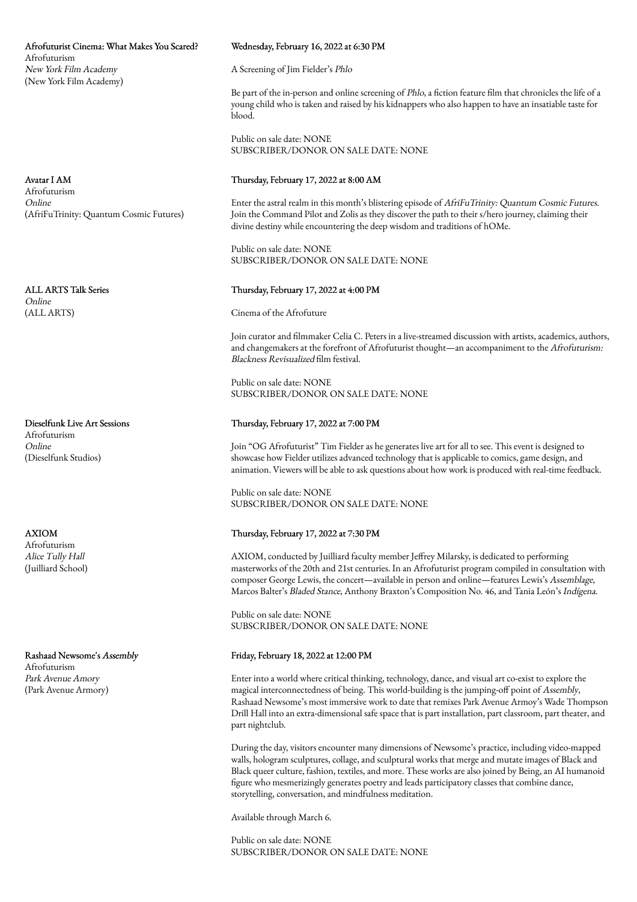**Afrofuturist Cinema: What Makes You Scared?**
Afrofuturism
*New York Film Academy*
(New York Film Academy)

**Wednesday, February 16, 2022 at 6:30 PM**

A Screening of Jim Fielder's *Phlo*

Be part of the in-person and online screening of *Phlo*, a fiction feature film that chronicles the life of a young child who is taken and raised by his kidnappers who also happen to have an insatiable taste for blood.

Public on sale date: NONE
SUBSCRIBER/DONOR ON SALE DATE: NONE

**Avatar I AM**
Afrofuturism
*Online*
(AfriFuTrinity: Quantum Cosmic Futures)

**Thursday, February 17, 2022 at 8:00 AM**

Enter the astral realm in this month's blistering episode of *AfriFuTrinity: Quantum Cosmic Futures*. Join the Command Pilot and Zolis as they discover the path to their s/hero journey, claiming their divine destiny while encountering the deep wisdom and traditions of hOMe.

Public on sale date: NONE
SUBSCRIBER/DONOR ON SALE DATE: NONE

**ALL ARTS Talk Series**
*Online*
(ALL ARTS)

**Thursday, February 17, 2022 at 4:00 PM**

Cinema of the Afrofuture

Join curator and filmmaker Celia C. Peters in a live-streamed discussion with artists, academics, authors, and changemakers at the forefront of Afrofuturist thought—an accompaniment to the *Afrofuturism: Blackness Revisualized* film festival.

Public on sale date: NONE
SUBSCRIBER/DONOR ON SALE DATE: NONE

**Dieselfunk Live Art Sessions**
Afrofuturism
*Online*
(Dieselfunk Studios)

**Thursday, February 17, 2022 at 7:00 PM**

Join "OG Afrofuturist" Tim Fielder as he generates live art for all to see. This event is designed to showcase how Fielder utilizes advanced technology that is applicable to comics, game design, and animation. Viewers will be able to ask questions about how work is produced with real-time feedback.

Public on sale date: NONE
SUBSCRIBER/DONOR ON SALE DATE: NONE

**AXIOM**
Afrofuturism
*Alice Tully Hall*
(Juilliard School)

**Thursday, February 17, 2022 at 7:30 PM**

AXIOM, conducted by Juilliard faculty member Jeffrey Milarsky, is dedicated to performing masterworks of the 20th and 21st centuries. In an Afrofuturist program compiled in consultation with composer George Lewis, the concert—available in person and online—features Lewis's *Assemblage*, Marcos Balter's *Bladed Stance*, Anthony Braxton's Composition No. 46, and Tania León's *Indígena*.

Public on sale date: NONE
SUBSCRIBER/DONOR ON SALE DATE: NONE

**Rashaad Newsome's *Assembly***
Afrofuturism
*Park Avenue Amory*
(Park Avenue Armory)

**Friday, February 18, 2022 at 12:00 PM**

Enter into a world where critical thinking, technology, dance, and visual art co-exist to explore the magical interconnectedness of being. This world-building is the jumping-off point of *Assembly*, Rashaad Newsome's most immersive work to date that remixes Park Avenue Armoy's Wade Thompson Drill Hall into an extra-dimensional safe space that is part installation, part classroom, part theater, and part nightclub.

During the day, visitors encounter many dimensions of Newsome's practice, including video-mapped walls, hologram sculptures, collage, and sculptural works that merge and mutate images of Black and Black queer culture, fashion, textiles, and more. These works are also joined by Being, an AI humanoid figure who mesmerizingly generates poetry and leads participatory classes that combine dance, storytelling, conversation, and mindfulness meditation.

Available through March 6.

Public on sale date: NONE
SUBSCRIBER/DONOR ON SALE DATE: NONE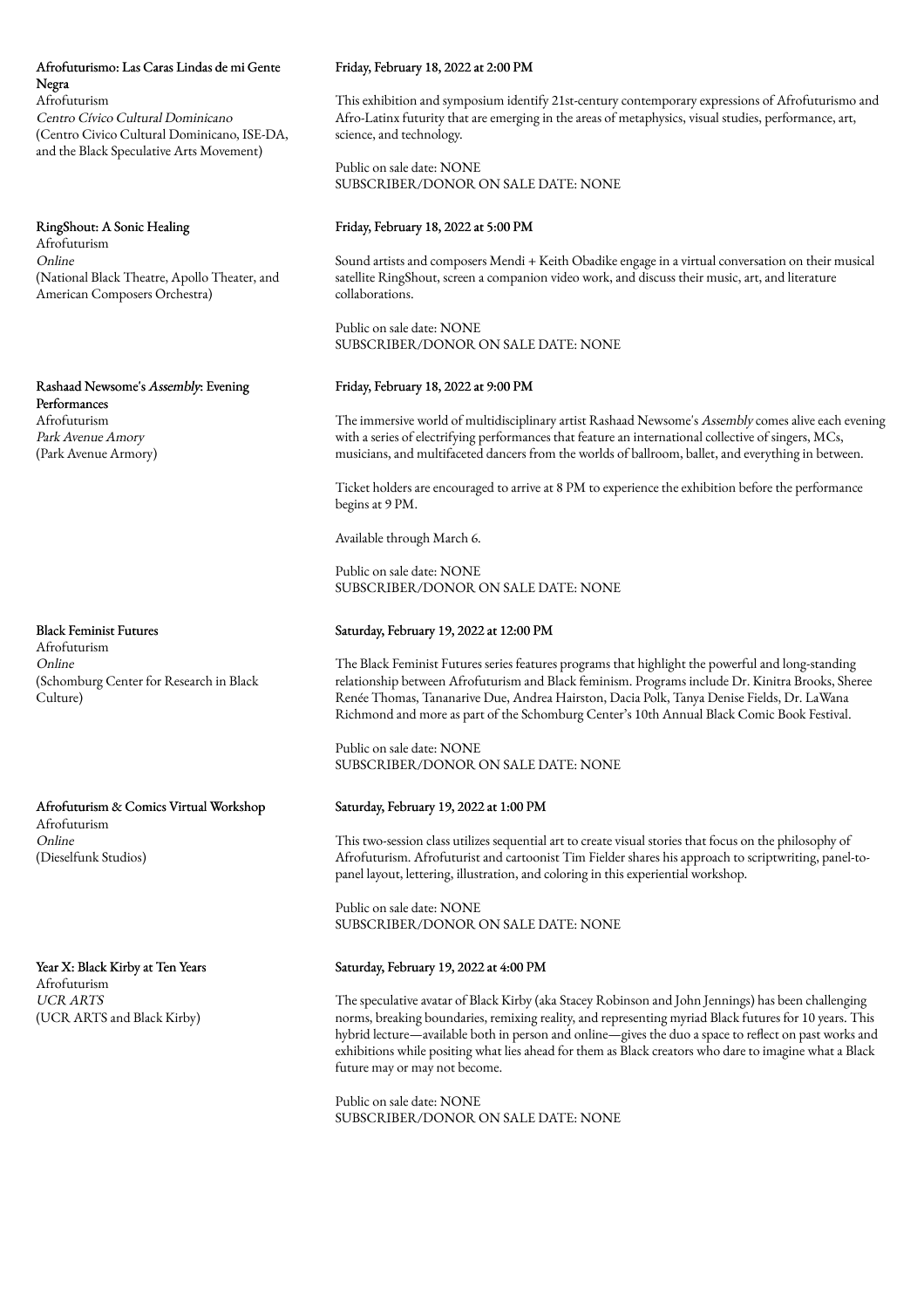**Afrofuturismo: Las Caras Lindas de mi Gente Negra**
Afrofuturism
*Centro Cívico Cultural Dominicano*
(Centro Civico Cultural Dominicano, ISE-DA, and the Black Speculative Arts Movement)

Friday, February 18, 2022 at 2:00 PM

This exhibition and symposium identify 21st-century contemporary expressions of Afrofuturismo and Afro-Latinx futurity that are emerging in the areas of metaphysics, visual studies, performance, art, science, and technology.

Public on sale date: NONE
SUBSCRIBER/DONOR ON SALE DATE: NONE

**RingShout: A Sonic Healing**
Afrofuturism
*Online*
(National Black Theatre, Apollo Theater, and American Composers Orchestra)

Friday, February 18, 2022 at 5:00 PM

Sound artists and composers Mendi + Keith Obadike engage in a virtual conversation on their musical satellite RingShout, screen a companion video work, and discuss their music, art, and literature collaborations.

Public on sale date: NONE
SUBSCRIBER/DONOR ON SALE DATE: NONE

**Rashaad Newsome's *Assembly*: Evening Performances**
Afrofuturism
*Park Avenue Amory*
(Park Avenue Armory)

Friday, February 18, 2022 at 9:00 PM

The immersive world of multidisciplinary artist Rashaad Newsome's *Assembly* comes alive each evening with a series of electrifying performances that feature an international collective of singers, MCs, musicians, and multifaceted dancers from the worlds of ballroom, ballet, and everything in between.

Ticket holders are encouraged to arrive at 8 PM to experience the exhibition before the performance begins at 9 PM.

Available through March 6.

Public on sale date: NONE
SUBSCRIBER/DONOR ON SALE DATE: NONE

**Black Feminist Futures**
Afrofuturism
*Online*
(Schomburg Center for Research in Black Culture)

Saturday, February 19, 2022 at 12:00 PM

The Black Feminist Futures series features programs that highlight the powerful and long-standing relationship between Afrofuturism and Black feminism. Programs include Dr. Kinitra Brooks, Sheree Renée Thomas, Tananarive Due, Andrea Hairston, Dacia Polk, Tanya Denise Fields, Dr. LaWana Richmond and more as part of the Schomburg Center's 10th Annual Black Comic Book Festival.

Public on sale date: NONE
SUBSCRIBER/DONOR ON SALE DATE: NONE

**Afrofuturism & Comics Virtual Workshop**
Afrofuturism
*Online*
(Dieselfunk Studios)

Saturday, February 19, 2022 at 1:00 PM

This two-session class utilizes sequential art to create visual stories that focus on the philosophy of Afrofuturism. Afrofuturist and cartoonist Tim Fielder shares his approach to scriptwriting, panel-to-panel layout, lettering, illustration, and coloring in this experiential workshop.

Public on sale date: NONE
SUBSCRIBER/DONOR ON SALE DATE: NONE

**Year X: Black Kirby at Ten Years**
Afrofuturism
*UCR ARTS*
(UCR ARTS and Black Kirby)

Saturday, February 19, 2022 at 4:00 PM

The speculative avatar of Black Kirby (aka Stacey Robinson and John Jennings) has been challenging norms, breaking boundaries, remixing reality, and representing myriad Black futures for 10 years. This hybrid lecture—available both in person and online—gives the duo a space to reflect on past works and exhibitions while positing what lies ahead for them as Black creators who dare to imagine what a Black future may or may not become.

Public on sale date: NONE
SUBSCRIBER/DONOR ON SALE DATE: NONE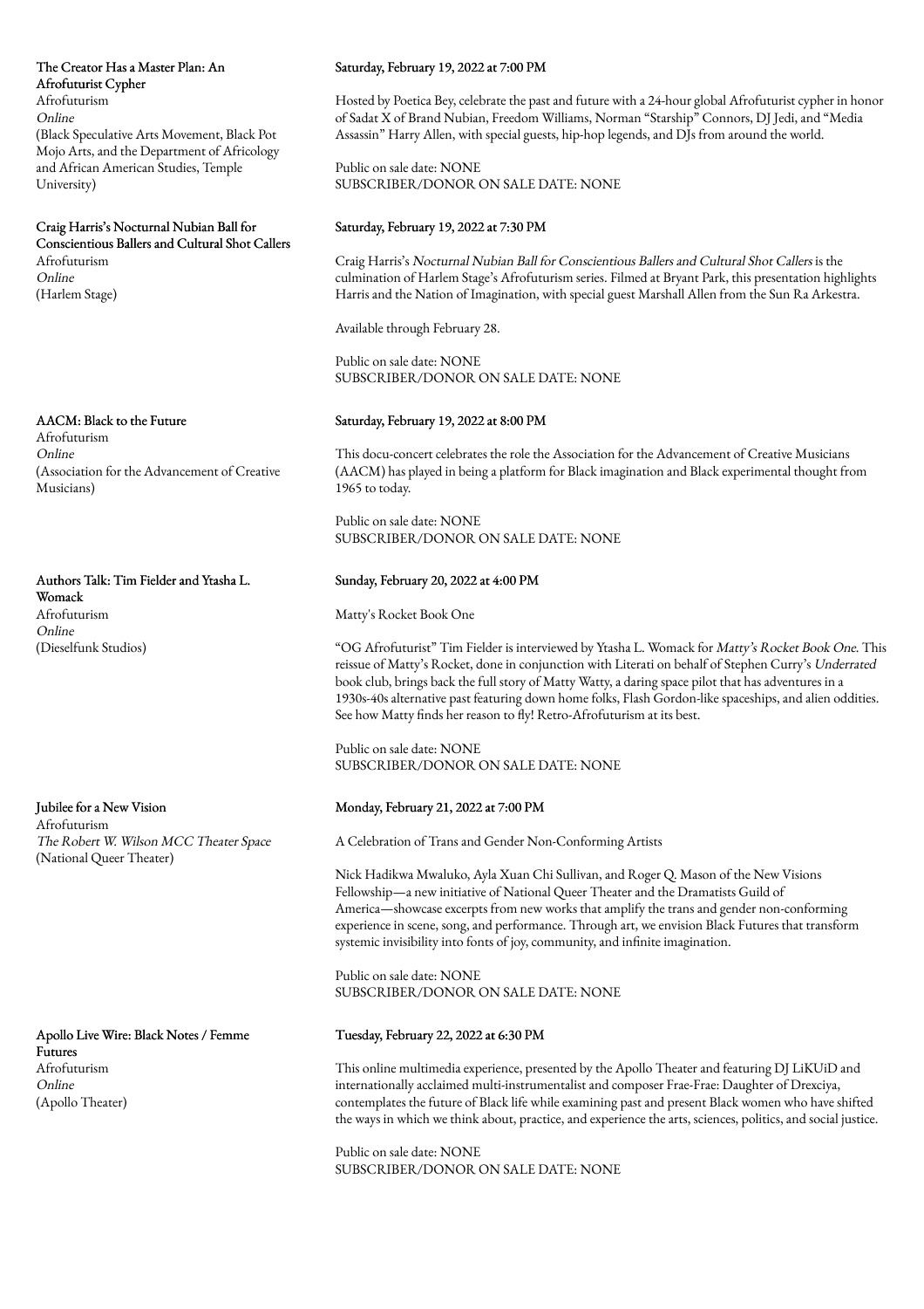**The Creator Has a Master Plan: An Afrofuturist Cypher**
Afrofuturism
*Online*
(Black Speculative Arts Movement, Black Pot Mojo Arts, and the Department of Africology and African American Studies, Temple University)

**Saturday, February 19, 2022 at 7:00 PM**

Hosted by Poetica Bey, celebrate the past and future with a 24-hour global Afrofuturist cypher in honor of Sadat X of Brand Nubian, Freedom Williams, Norman "Starship" Connors, DJ Jedi, and "Media Assassin" Harry Allen, with special guests, hip-hop legends, and DJs from around the world.

Public on sale date: NONE
SUBSCRIBER/DONOR ON SALE DATE: NONE

**Craig Harris's Nocturnal Nubian Ball for Conscientious Ballers and Cultural Shot Callers**
Afrofuturism
*Online*
(Harlem Stage)

**Saturday, February 19, 2022 at 7:30 PM**

Craig Harris's *Nocturnal Nubian Ball for Conscientious Ballers and Cultural Shot Callers* is the culmination of Harlem Stage's Afrofuturism series. Filmed at Bryant Park, this presentation highlights Harris and the Nation of Imagination, with special guest Marshall Allen from the Sun Ra Arkestra.

Available through February 28.

Public on sale date: NONE
SUBSCRIBER/DONOR ON SALE DATE: NONE

**AACM: Black to the Future**
Afrofuturism
*Online*
(Association for the Advancement of Creative Musicians)

**Saturday, February 19, 2022 at 8:00 PM**

This docu-concert celebrates the role the Association for the Advancement of Creative Musicians (AACM) has played in being a platform for Black imagination and Black experimental thought from 1965 to today.

Public on sale date: NONE
SUBSCRIBER/DONOR ON SALE DATE: NONE

**Authors Talk: Tim Fielder and Ytasha L. Womack**
Afrofuturism
*Online*
(Dieselfunk Studios)

**Sunday, February 20, 2022 at 4:00 PM**

Matty's Rocket Book One

"OG Afrofuturist" Tim Fielder is interviewed by Ytasha L. Womack for *Matty's Rocket Book One*. This reissue of Matty's Rocket, done in conjunction with Literati on behalf of Stephen Curry's *Underrated* book club, brings back the full story of Matty Watty, a daring space pilot that has adventures in a 1930s-40s alternative past featuring down home folks, Flash Gordon-like spaceships, and alien oddities. See how Matty finds her reason to fly! Retro-Afrofuturism at its best.

Public on sale date: NONE
SUBSCRIBER/DONOR ON SALE DATE: NONE

**Jubilee for a New Vision**
Afrofuturism
*The Robert W. Wilson MCC Theater Space*
(National Queer Theater)

**Monday, February 21, 2022 at 7:00 PM**

A Celebration of Trans and Gender Non-Conforming Artists

Nick Hadikwa Mwaluko, Ayla Xuan Chi Sullivan, and Roger Q. Mason of the New Visions Fellowship—a new initiative of National Queer Theater and the Dramatists Guild of America—showcase excerpts from new works that amplify the trans and gender non-conforming experience in scene, song, and performance. Through art, we envision Black Futures that transform systemic invisibility into fonts of joy, community, and infinite imagination.

Public on sale date: NONE
SUBSCRIBER/DONOR ON SALE DATE: NONE

**Apollo Live Wire: Black Notes / Femme Futures**
Afrofuturism
*Online*
(Apollo Theater)

**Tuesday, February 22, 2022 at 6:30 PM**

This online multimedia experience, presented by the Apollo Theater and featuring DJ LiKUiD and internationally acclaimed multi-instrumentalist and composer Frae-Frae: Daughter of Drexciya, contemplates the future of Black life while examining past and present Black women who have shifted the ways in which we think about, practice, and experience the arts, sciences, politics, and social justice.

Public on sale date: NONE
SUBSCRIBER/DONOR ON SALE DATE: NONE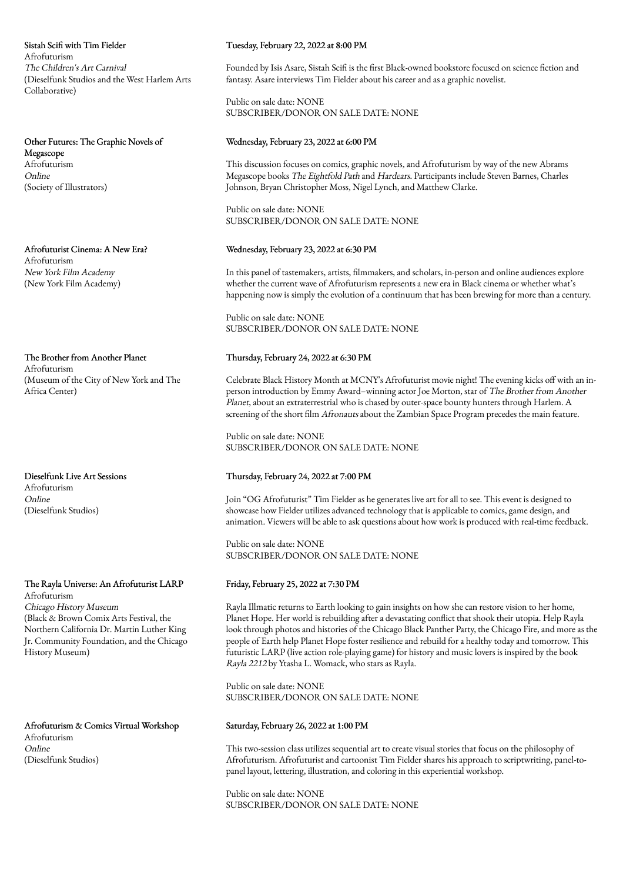**Sistah Scifi with Tim Fielder**
Afrofuturism
*The Children's Art Carnival*
(Dieselfunk Studios and the West Harlem Arts Collaborative)

Tuesday, February 22, 2022 at 8:00 PM

Founded by Isis Asare, Sistah Scifi is the first Black-owned bookstore focused on science fiction and fantasy. Asare interviews Tim Fielder about his career and as a graphic novelist.

Public on sale date: NONE
SUBSCRIBER/DONOR ON SALE DATE: NONE

**Other Futures: The Graphic Novels of Megascope**
Afrofuturism
*Online*
(Society of Illustrators)

Wednesday, February 23, 2022 at 6:00 PM

This discussion focuses on comics, graphic novels, and Afrofuturism by way of the new Abrams Megascope books *The Eightfold Path* and *Hardears*. Participants include Steven Barnes, Charles Johnson, Bryan Christopher Moss, Nigel Lynch, and Matthew Clarke.

Public on sale date: NONE
SUBSCRIBER/DONOR ON SALE DATE: NONE

**Afrofuturist Cinema: A New Era?**
Afrofuturism
*New York Film Academy*
(New York Film Academy)

Wednesday, February 23, 2022 at 6:30 PM

In this panel of tastemakers, artists, filmmakers, and scholars, in-person and online audiences explore whether the current wave of Afrofuturism represents a new era in Black cinema or whether what's happening now is simply the evolution of a continuum that has been brewing for more than a century.

Public on sale date: NONE
SUBSCRIBER/DONOR ON SALE DATE: NONE

**The Brother from Another Planet**
Afrofuturism
(Museum of the City of New York and The Africa Center)

Thursday, February 24, 2022 at 6:30 PM

Celebrate Black History Month at MCNY's Afrofuturist movie night! The evening kicks off with an in-person introduction by Emmy Award–winning actor Joe Morton, star of *The Brother from Another Planet*, about an extraterrestrial who is chased by outer-space bounty hunters through Harlem. A screening of the short film *Afronauts* about the Zambian Space Program precedes the main feature.

Public on sale date: NONE
SUBSCRIBER/DONOR ON SALE DATE: NONE

**Dieselfunk Live Art Sessions**
Afrofuturism
*Online*
(Dieselfunk Studios)

Thursday, February 24, 2022 at 7:00 PM

Join "OG Afrofuturist" Tim Fielder as he generates live art for all to see. This event is designed to showcase how Fielder utilizes advanced technology that is applicable to comics, game design, and animation. Viewers will be able to ask questions about how work is produced with real-time feedback.

Public on sale date: NONE
SUBSCRIBER/DONOR ON SALE DATE: NONE

**The Rayla Universe: An Afrofuturist LARP**
Afrofuturism
*Chicago History Museum*
(Black & Brown Comix Arts Festival, the Northern California Dr. Martin Luther King Jr. Community Foundation, and the Chicago History Museum)

Friday, February 25, 2022 at 7:30 PM

Rayla Illmatic returns to Earth looking to gain insights on how she can restore vision to her home, Planet Hope. Her world is rebuilding after a devastating conflict that shook their utopia. Help Rayla look through photos and histories of the Chicago Black Panther Party, the Chicago Fire, and more as the people of Earth help Planet Hope foster resilience and rebuild for a healthy today and tomorrow. This futuristic LARP (live action role-playing game) for history and music lovers is inspired by the book *Rayla 2212* by Ytasha L. Womack, who stars as Rayla.

Public on sale date: NONE
SUBSCRIBER/DONOR ON SALE DATE: NONE

**Afrofuturism & Comics Virtual Workshop**
Afrofuturism
*Online*
(Dieselfunk Studios)

Saturday, February 26, 2022 at 1:00 PM

This two-session class utilizes sequential art to create visual stories that focus on the philosophy of Afrofuturism. Afrofuturist and cartoonist Tim Fielder shares his approach to scriptwriting, panel-to-panel layout, lettering, illustration, and coloring in this experiential workshop.

Public on sale date: NONE
SUBSCRIBER/DONOR ON SALE DATE: NONE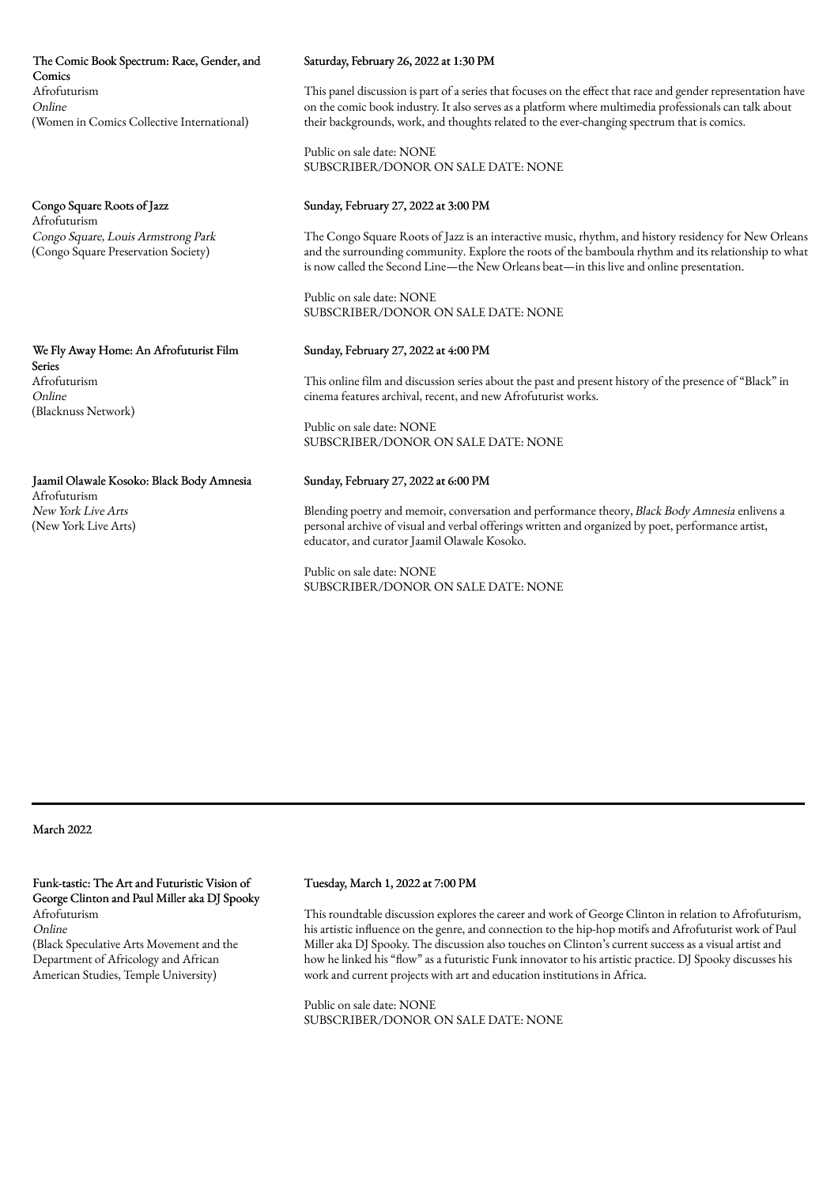**The Comic Book Spectrum: Race, Gender, and Comics**
Afrofuturism
*Online*
(Women in Comics Collective International)

**Saturday, February 26, 2022 at 1:30 PM**

This panel discussion is part of a series that focuses on the effect that race and gender representation have on the comic book industry. It also serves as a platform where multimedia professionals can talk about their backgrounds, work, and thoughts related to the ever-changing spectrum that is comics.

Public on sale date: NONE
SUBSCRIBER/DONOR ON SALE DATE: NONE

**Congo Square Roots of Jazz**
Afrofuturism
*Congo Square, Louis Armstrong Park*
(Congo Square Preservation Society)

**Sunday, February 27, 2022 at 3:00 PM**

The Congo Square Roots of Jazz is an interactive music, rhythm, and history residency for New Orleans and the surrounding community. Explore the roots of the bamboula rhythm and its relationship to what is now called the Second Line—the New Orleans beat—in this live and online presentation.

Public on sale date: NONE
SUBSCRIBER/DONOR ON SALE DATE: NONE

**We Fly Away Home: An Afrofuturist Film Series**
Afrofuturism
*Online*
(Blacknuss Network)

**Sunday, February 27, 2022 at 4:00 PM**

This online film and discussion series about the past and present history of the presence of "Black" in cinema features archival, recent, and new Afrofuturist works.

Public on sale date: NONE
SUBSCRIBER/DONOR ON SALE DATE: NONE

**Jaamil Olawale Kosoko: Black Body Amnesia**
Afrofuturism
*New York Live Arts*
(New York Live Arts)

**Sunday, February 27, 2022 at 6:00 PM**

Blending poetry and memoir, conversation and performance theory, *Black Body Amnesia* enlivens a personal archive of visual and verbal offerings written and organized by poet, performance artist, educator, and curator Jaamil Olawale Kosoko.

Public on sale date: NONE
SUBSCRIBER/DONOR ON SALE DATE: NONE

## March 2022

**Funk-tastic: The Art and Futuristic Vision of George Clinton and Paul Miller aka DJ Spooky**
Afrofuturism
*Online*
(Black Speculative Arts Movement and the Department of Africology and African American Studies, Temple University)

**Tuesday, March 1, 2022 at 7:00 PM**

This roundtable discussion explores the career and work of George Clinton in relation to Afrofuturism, his artistic influence on the genre, and connection to the hip-hop motifs and Afrofuturist work of Paul Miller aka DJ Spooky. The discussion also touches on Clinton's current success as a visual artist and how he linked his "flow" as a futuristic Funk innovator to his artistic practice. DJ Spooky discusses his work and current projects with art and education institutions in Africa.

Public on sale date: NONE
SUBSCRIBER/DONOR ON SALE DATE: NONE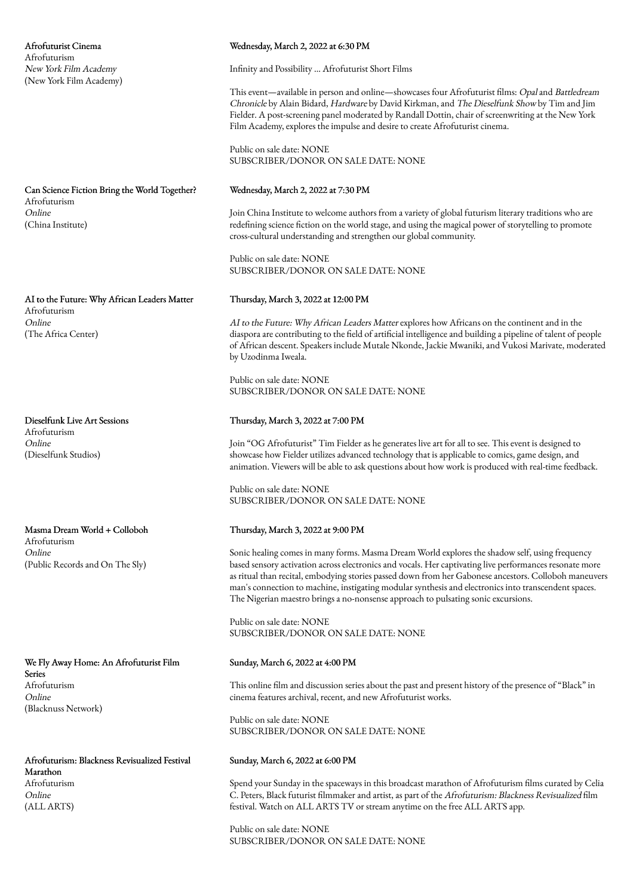**Afrofuturist Cinema**
Afrofuturism
*New York Film Academy*
(New York Film Academy)

**Wednesday, March 2, 2022 at 6:30 PM**

Infinity and Possibility ... Afrofuturist Short Films

This event—available in person and online—showcases four Afrofuturist films: *Opal* and *Battledream Chronicle* by Alain Bidard, *Hardware* by David Kirkman, and *The Dieselfunk Show* by Tim and Jim Fielder. A post-screening panel moderated by Randall Dottin, chair of screenwriting at the New York Film Academy, explores the impulse and desire to create Afrofuturist cinema.

Public on sale date: NONE
SUBSCRIBER/DONOR ON SALE DATE: NONE

**Can Science Fiction Bring the World Together?**
Afrofuturism
*Online*
(China Institute)

**Wednesday, March 2, 2022 at 7:30 PM**

Join China Institute to welcome authors from a variety of global futurism literary traditions who are redefining science fiction on the world stage, and using the magical power of storytelling to promote cross-cultural understanding and strengthen our global community.

Public on sale date: NONE
SUBSCRIBER/DONOR ON SALE DATE: NONE

**AI to the Future: Why African Leaders Matter**
Afrofuturism
*Online*
(The Africa Center)

**Thursday, March 3, 2022 at 12:00 PM**

*AI to the Future: Why African Leaders Matter* explores how Africans on the continent and in the diaspora are contributing to the field of artificial intelligence and building a pipeline of talent of people of African descent. Speakers include Mutale Nkonde, Jackie Mwaniki, and Vukosi Marivate, moderated by Uzodinma Iweala.

Public on sale date: NONE
SUBSCRIBER/DONOR ON SALE DATE: NONE

**Dieselfunk Live Art Sessions**
Afrofuturism
*Online*
(Dieselfunk Studios)

**Thursday, March 3, 2022 at 7:00 PM**

Join "OG Afrofuturist" Tim Fielder as he generates live art for all to see. This event is designed to showcase how Fielder utilizes advanced technology that is applicable to comics, game design, and animation. Viewers will be able to ask questions about how work is produced with real-time feedback.

Public on sale date: NONE
SUBSCRIBER/DONOR ON SALE DATE: NONE

**Masma Dream World + Colloboh**
Afrofuturism
*Online*
(Public Records and On The Sly)

**Thursday, March 3, 2022 at 9:00 PM**

Sonic healing comes in many forms. Masma Dream World explores the shadow self, using frequency based sensory activation across electronics and vocals. Her captivating live performances resonate more as ritual than recital, embodying stories passed down from her Gabonese ancestors. Colloboh maneuvers man's connection to machine, instigating modular synthesis and electronics into transcendent spaces. The Nigerian maestro brings a no-nonsense approach to pulsating sonic excursions.

Public on sale date: NONE
SUBSCRIBER/DONOR ON SALE DATE: NONE

**We Fly Away Home: An Afrofuturist Film Series**
Afrofuturism
*Online*
(Blacknuss Network)

**Sunday, March 6, 2022 at 4:00 PM**

This online film and discussion series about the past and present history of the presence of "Black" in cinema features archival, recent, and new Afrofuturist works.

Public on sale date: NONE
SUBSCRIBER/DONOR ON SALE DATE: NONE

**Afrofuturism: Blackness Revisualized Festival Marathon**
Afrofuturism
*Online*
(ALL ARTS)

**Sunday, March 6, 2022 at 6:00 PM**

Spend your Sunday in the spaceways in this broadcast marathon of Afrofuturism films curated by Celia C. Peters, Black futurist filmmaker and artist, as part of the *Afrofuturism: Blackness Revisualized* film festival. Watch on ALL ARTS TV or stream anytime on the free ALL ARTS app.

Public on sale date: NONE
SUBSCRIBER/DONOR ON SALE DATE: NONE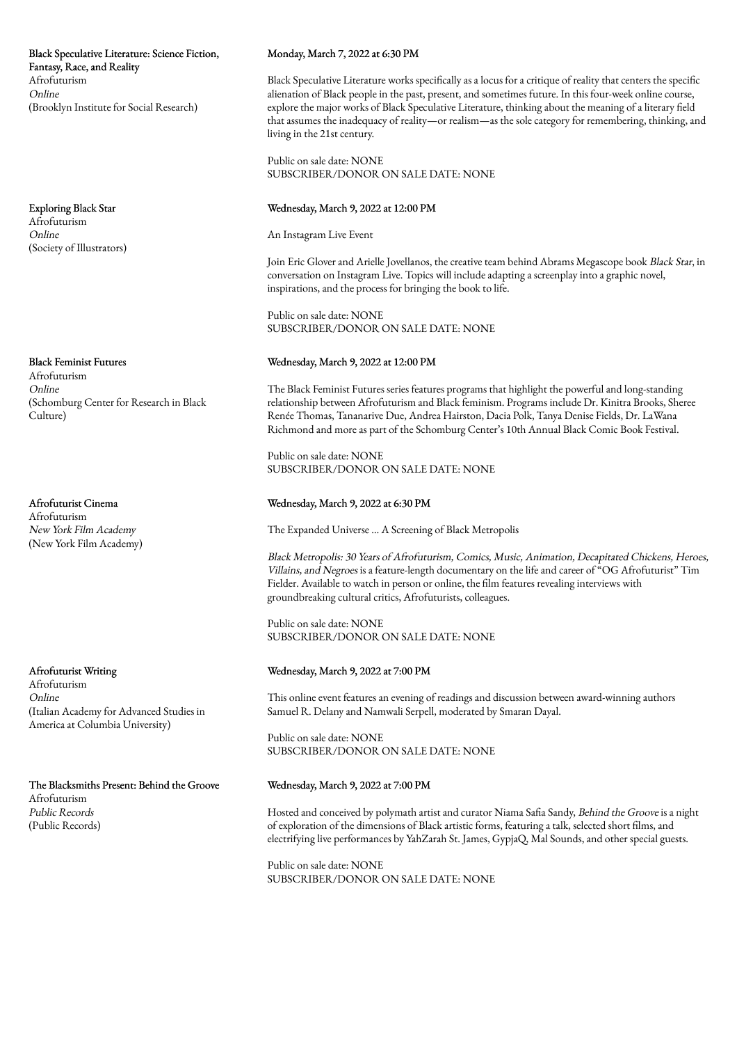**Black Speculative Literature: Science Fiction, Fantasy, Race, and Reality**
Afrofuturism
*Online*
(Brooklyn Institute for Social Research)

**Monday, March 7, 2022 at 6:30 PM**

Black Speculative Literature works specifically as a locus for a critique of reality that centers the specific alienation of Black people in the past, present, and sometimes future. In this four-week online course, explore the major works of Black Speculative Literature, thinking about the meaning of a literary field that assumes the inadequacy of reality—or realism—as the sole category for remembering, thinking, and living in the 21st century.

Public on sale date: NONE
SUBSCRIBER/DONOR ON SALE DATE: NONE

**Exploring Black Star**
Afrofuturism
*Online*
(Society of Illustrators)

**Wednesday, March 9, 2022 at 12:00 PM**

An Instagram Live Event

Join Eric Glover and Arielle Jovellanos, the creative team behind Abrams Megascope book *Black Star*, in conversation on Instagram Live. Topics will include adapting a screenplay into a graphic novel, inspirations, and the process for bringing the book to life.

Public on sale date: NONE
SUBSCRIBER/DONOR ON SALE DATE: NONE

**Black Feminist Futures**
Afrofuturism
*Online*
(Schomburg Center for Research in Black Culture)

**Wednesday, March 9, 2022 at 12:00 PM**

The Black Feminist Futures series features programs that highlight the powerful and long-standing relationship between Afrofuturism and Black feminism. Programs include Dr. Kinitra Brooks, Sheree Renée Thomas, Tananarive Due, Andrea Hairston, Dacia Polk, Tanya Denise Fields, Dr. LaWana Richmond and more as part of the Schomburg Center's 10th Annual Black Comic Book Festival.

Public on sale date: NONE
SUBSCRIBER/DONOR ON SALE DATE: NONE

**Afrofuturist Cinema**
Afrofuturism
*New York Film Academy*
(New York Film Academy)

**Wednesday, March 9, 2022 at 6:30 PM**

The Expanded Universe ... A Screening of Black Metropolis

*Black Metropolis: 30 Years of Afrofuturism, Comics, Music, Animation, Decapitated Chickens, Heroes, Villains, and Negroes* is a feature-length documentary on the life and career of "OG Afrofuturist" Tim Fielder. Available to watch in person or online, the film features revealing interviews with groundbreaking cultural critics, Afrofuturists, colleagues.

Public on sale date: NONE
SUBSCRIBER/DONOR ON SALE DATE: NONE

**Afrofuturist Writing**
Afrofuturism
*Online*
(Italian Academy for Advanced Studies in America at Columbia University)

**Wednesday, March 9, 2022 at 7:00 PM**

This online event features an evening of readings and discussion between award-winning authors Samuel R. Delany and Namwali Serpell, moderated by Smaran Dayal.

Public on sale date: NONE
SUBSCRIBER/DONOR ON SALE DATE: NONE

**The Blacksmiths Present: Behind the Groove**
Afrofuturism
*Public Records*
(Public Records)

**Wednesday, March 9, 2022 at 7:00 PM**

Hosted and conceived by polymath artist and curator Niama Safia Sandy, *Behind the Groove* is a night of exploration of the dimensions of Black artistic forms, featuring a talk, selected short films, and electrifying live performances by YahZarah St. James, GypjaQ, Mal Sounds, and other special guests.

Public on sale date: NONE
SUBSCRIBER/DONOR ON SALE DATE: NONE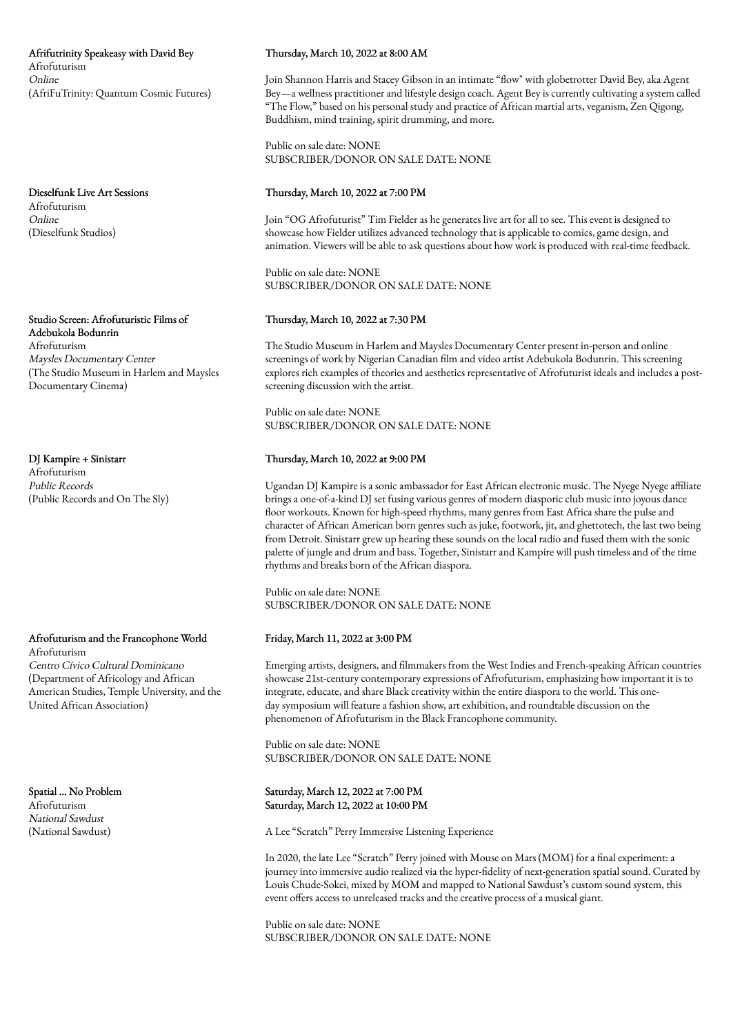**Afrifutrinity Speakeasy with David Bey**
Afrofuturism
*Online*
(AfriFuTrinity: Quantum Cosmic Futures)

**Thursday, March 10, 2022 at 8:00 AM**

Join Shannon Harris and Stacey Gibson in an intimate "flow" with globetrotter David Bey, aka Agent Bey—a wellness practitioner and lifestyle design coach. Agent Bey is currently cultivating a system called "The Flow," based on his personal study and practice of African martial arts, veganism, Zen Qigong, Buddhism, mind training, spirit drumming, and more.

Public on sale date: NONE
SUBSCRIBER/DONOR ON SALE DATE: NONE

**Dieselfunk Live Art Sessions**
Afrofuturism
*Online*
(Dieselfunk Studios)

**Thursday, March 10, 2022 at 7:00 PM**

Join "OG Afrofuturist" Tim Fielder as he generates live art for all to see. This event is designed to showcase how Fielder utilizes advanced technology that is applicable to comics, game design, and animation. Viewers will be able to ask questions about how work is produced with real-time feedback.

Public on sale date: NONE
SUBSCRIBER/DONOR ON SALE DATE: NONE

**Studio Screen: Afrofuturistic Films of Adebukola Bodunrin**
Afrofuturism
*Maysles Documentary Center*
(The Studio Museum in Harlem and Maysles Documentary Cinema)

**Thursday, March 10, 2022 at 7:30 PM**

The Studio Museum in Harlem and Maysles Documentary Center present in-person and online screenings of work by Nigerian Canadian film and video artist Adebukola Bodunrin. This screening explores rich examples of theories and aesthetics representative of Afrofuturist ideals and includes a post-screening discussion with the artist.

Public on sale date: NONE
SUBSCRIBER/DONOR ON SALE DATE: NONE

**DJ Kampire + Sinistarr**
Afrofuturism
*Public Records*
(Public Records and On The Sly)

**Thursday, March 10, 2022 at 9:00 PM**

Ugandan DJ Kampire is a sonic ambassador for East African electronic music. The Nyege Nyege affiliate brings a one-of-a-kind DJ set fusing various genres of modern diasporic club music into joyous dance floor workouts. Known for high-speed rhythms, many genres from East Africa share the pulse and character of African American born genres such as juke, footwork, jit, and ghettotech, the last two being from Detroit. Sinistarr grew up hearing these sounds on the local radio and fused them with the sonic palette of jungle and drum and bass. Together, Sinistarr and Kampire will push timeless and of the time rhythms and breaks born of the African diaspora.

Public on sale date: NONE
SUBSCRIBER/DONOR ON SALE DATE: NONE

**Afrofuturism and the Francophone World**
Afrofuturism
*Centro Cívico Cultural Dominicano*
(Department of Africology and African American Studies, Temple University, and the United African Association)

**Friday, March 11, 2022 at 3:00 PM**

Emerging artists, designers, and filmmakers from the West Indies and French-speaking African countries showcase 21st-century contemporary expressions of Afrofuturism, emphasizing how important it is to integrate, educate, and share Black creativity within the entire diaspora to the world. This one-day symposium will feature a fashion show, art exhibition, and roundtable discussion on the phenomenon of Afrofuturism in the Black Francophone community.

Public on sale date: NONE
SUBSCRIBER/DONOR ON SALE DATE: NONE

**Spatial ... No Problem**
Afrofuturism
*National Sawdust*
(National Sawdust)

**Saturday, March 12, 2022 at 7:00 PM**
**Saturday, March 12, 2022 at 10:00 PM**

A Lee "Scratch" Perry Immersive Listening Experience

In 2020, the late Lee "Scratch" Perry joined with Mouse on Mars (MOM) for a final experiment: a journey into immersive audio realized via the hyper-fidelity of next-generation spatial sound. Curated by Louis Chude-Sokei, mixed by MOM and mapped to National Sawdust's custom sound system, this event offers access to unreleased tracks and the creative process of a musical giant.

Public on sale date: NONE
SUBSCRIBER/DONOR ON SALE DATE: NONE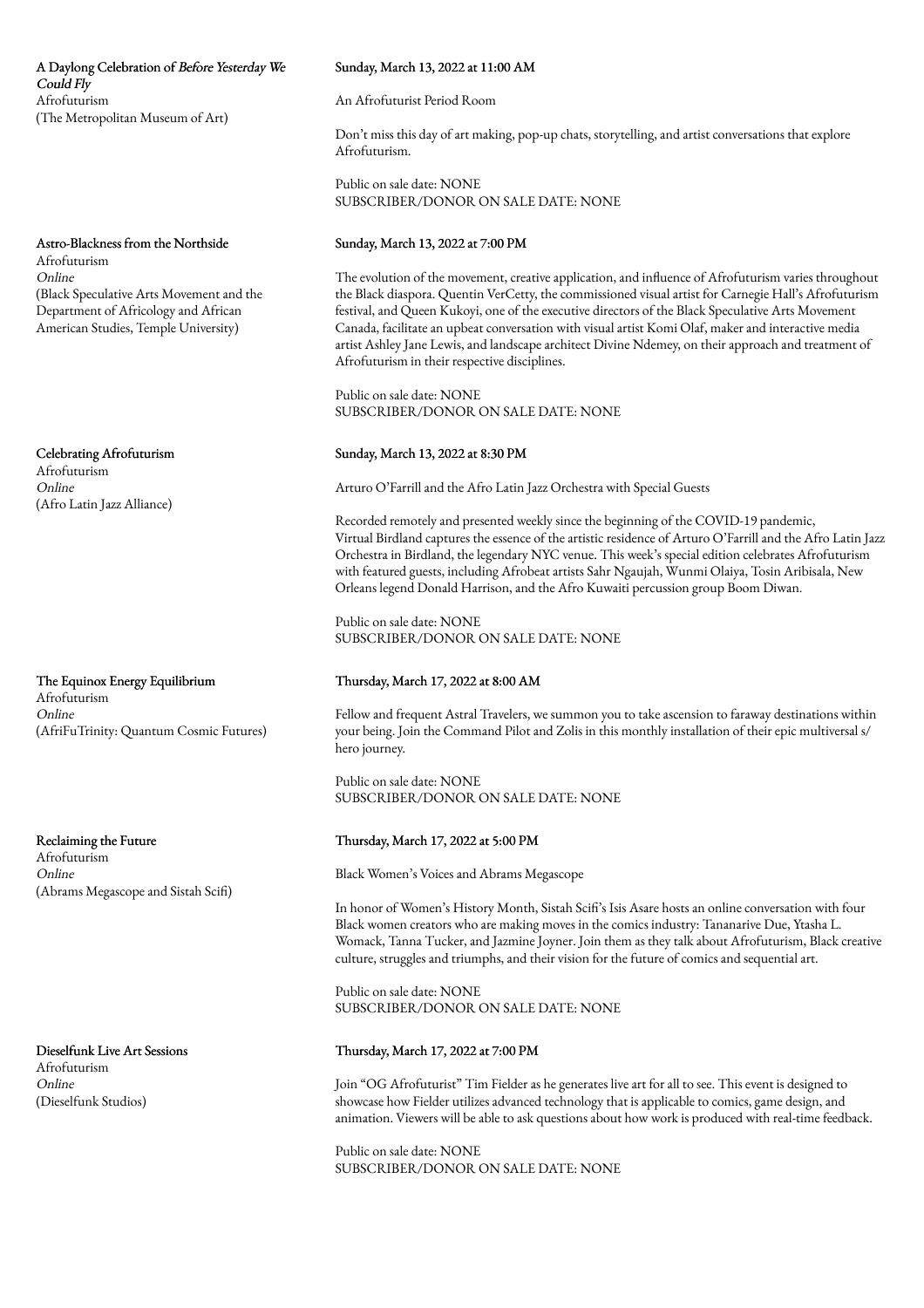A Daylong Celebration of *Before Yesterday We Could Fly*
Afrofuturism
(The Metropolitan Museum of Art)

Sunday, March 13, 2022 at 11:00 AM

An Afrofuturist Period Room

Don't miss this day of art making, pop-up chats, storytelling, and artist conversations that explore Afrofuturism.

Public on sale date: NONE
SUBSCRIBER/DONOR ON SALE DATE: NONE

Astro-Blackness from the Northside
Afrofuturism
*Online*
(Black Speculative Arts Movement and the Department of Africology and African American Studies, Temple University)

Sunday, March 13, 2022 at 7:00 PM

The evolution of the movement, creative application, and influence of Afrofuturism varies throughout the Black diaspora. Quentin VerCetty, the commissioned visual artist for Carnegie Hall's Afrofuturism festival, and Queen Kukoyi, one of the executive directors of the Black Speculative Arts Movement Canada, facilitate an upbeat conversation with visual artist Komi Olaf, maker and interactive media artist Ashley Jane Lewis, and landscape architect Divine Ndemey, on their approach and treatment of Afrofuturism in their respective disciplines.

Public on sale date: NONE
SUBSCRIBER/DONOR ON SALE DATE: NONE

Celebrating Afrofuturism
Afrofuturism
*Online*
(Afro Latin Jazz Alliance)

Sunday, March 13, 2022 at 8:30 PM

Arturo O'Farrill and the Afro Latin Jazz Orchestra with Special Guests

Recorded remotely and presented weekly since the beginning of the COVID-19 pandemic, Virtual Birdland captures the essence of the artistic residence of Arturo O'Farrill and the Afro Latin Jazz Orchestra in Birdland, the legendary NYC venue. This week's special edition celebrates Afrofuturism with featured guests, including Afrobeat artists Sahr Ngaujah, Wunmi Olaiya, Tosin Aribisala, New Orleans legend Donald Harrison, and the Afro Kuwaiti percussion group Boom Diwan.

Public on sale date: NONE
SUBSCRIBER/DONOR ON SALE DATE: NONE

The Equinox Energy Equilibrium
Afrofuturism
*Online*
(AfriFuTrinity: Quantum Cosmic Futures)

Thursday, March 17, 2022 at 8:00 AM

Fellow and frequent Astral Travelers, we summon you to take ascension to faraway destinations within your being. Join the Command Pilot and Zolis in this monthly installation of their epic multiversal s/hero journey.

Public on sale date: NONE
SUBSCRIBER/DONOR ON SALE DATE: NONE

Reclaiming the Future
Afrofuturism
*Online*
(Abrams Megascope and Sistah Scifi)

Thursday, March 17, 2022 at 5:00 PM

Black Women's Voices and Abrams Megascope

In honor of Women's History Month, Sistah Scifi's Isis Asare hosts an online conversation with four Black women creators who are making moves in the comics industry: Tananarive Due, Ytasha L. Womack, Tanna Tucker, and Jazmine Joyner. Join them as they talk about Afrofuturism, Black creative culture, struggles and triumphs, and their vision for the future of comics and sequential art.

Public on sale date: NONE
SUBSCRIBER/DONOR ON SALE DATE: NONE

Dieselfunk Live Art Sessions
Afrofuturism
*Online*
(Dieselfunk Studios)

Thursday, March 17, 2022 at 7:00 PM

Join "OG Afrofuturist" Tim Fielder as he generates live art for all to see. This event is designed to showcase how Fielder utilizes advanced technology that is applicable to comics, game design, and animation. Viewers will be able to ask questions about how work is produced with real-time feedback.

Public on sale date: NONE
SUBSCRIBER/DONOR ON SALE DATE: NONE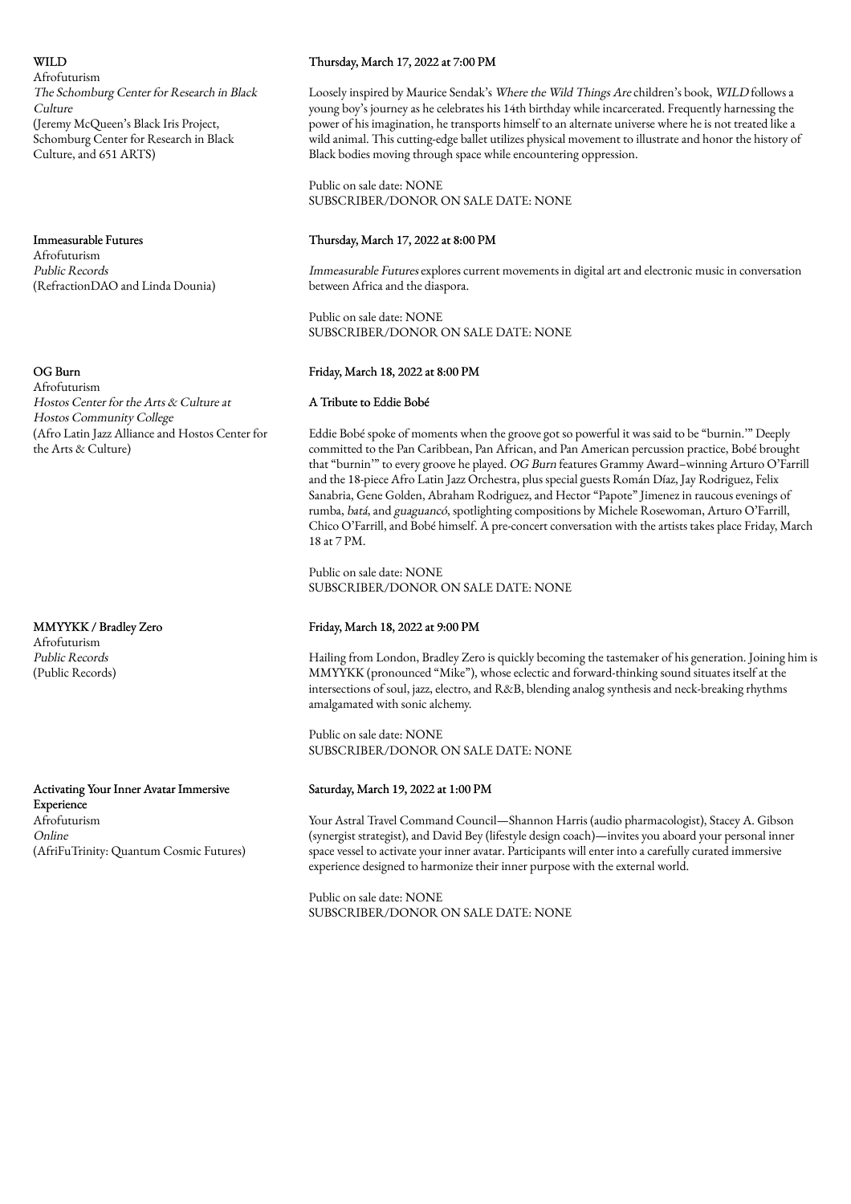**WILD**
Afrofuturism
*The Schomburg Center for Research in Black Culture*
(Jeremy McQueen's Black Iris Project, Schomburg Center for Research in Black Culture, and 651 ARTS)

**Thursday, March 17, 2022 at 7:00 PM**

Loosely inspired by Maurice Sendak's *Where the Wild Things Are* children's book, *WILD* follows a young boy's journey as he celebrates his 14th birthday while incarcerated. Frequently harnessing the power of his imagination, he transports himself to an alternate universe where he is not treated like a wild animal. This cutting-edge ballet utilizes physical movement to illustrate and honor the history of Black bodies moving through space while encountering oppression.

Public on sale date: NONE
SUBSCRIBER/DONOR ON SALE DATE: NONE

**Immeasurable Futures**
Afrofuturism
*Public Records*
(RefractionDAO and Linda Dounia)

**Thursday, March 17, 2022 at 8:00 PM**

*Immeasurable Futures* explores current movements in digital art and electronic music in conversation between Africa and the diaspora.

Public on sale date: NONE
SUBSCRIBER/DONOR ON SALE DATE: NONE

**OG Burn**
Afrofuturism
*Hostos Center for the Arts & Culture at Hostos Community College*
(Afro Latin Jazz Alliance and Hostos Center for the Arts & Culture)

**Friday, March 18, 2022 at 8:00 PM**

**A Tribute to Eddie Bobé**

Eddie Bobé spoke of moments when the groove got so powerful it was said to be "burnin.'" Deeply committed to the Pan Caribbean, Pan African, and Pan American percussion practice, Bobé brought that "burnin'" to every groove he played. *OG Burn* features Grammy Award–winning Arturo O'Farrill and the 18-piece Afro Latin Jazz Orchestra, plus special guests Román Díaz, Jay Rodriguez, Felix Sanabria, Gene Golden, Abraham Rodriguez, and Hector "Papote" Jimenez in raucous evenings of rumba, *batá*, and *guaguancó*, spotlighting compositions by Michele Rosewoman, Arturo O'Farrill, Chico O'Farrill, and Bobé himself. A pre-concert conversation with the artists takes place Friday, March 18 at 7 PM.

Public on sale date: NONE
SUBSCRIBER/DONOR ON SALE DATE: NONE

**MMYYKK / Bradley Zero**
Afrofuturism
*Public Records*
(Public Records)

**Friday, March 18, 2022 at 9:00 PM**

Hailing from London, Bradley Zero is quickly becoming the tastemaker of his generation. Joining him is MMYYKK (pronounced "Mike"), whose eclectic and forward-thinking sound situates itself at the intersections of soul, jazz, electro, and R&B, blending analog synthesis and neck-breaking rhythms amalgamated with sonic alchemy.

Public on sale date: NONE
SUBSCRIBER/DONOR ON SALE DATE: NONE

**Activating Your Inner Avatar Immersive Experience**
Afrofuturism
*Online*
(AfriFuTrinity: Quantum Cosmic Futures)

**Saturday, March 19, 2022 at 1:00 PM**

Your Astral Travel Command Council—Shannon Harris (audio pharmacologist), Stacey A. Gibson (synergist strategist), and David Bey (lifestyle design coach)—invites you aboard your personal inner space vessel to activate your inner avatar. Participants will enter into a carefully curated immersive experience designed to harmonize their inner purpose with the external world.

Public on sale date: NONE
SUBSCRIBER/DONOR ON SALE DATE: NONE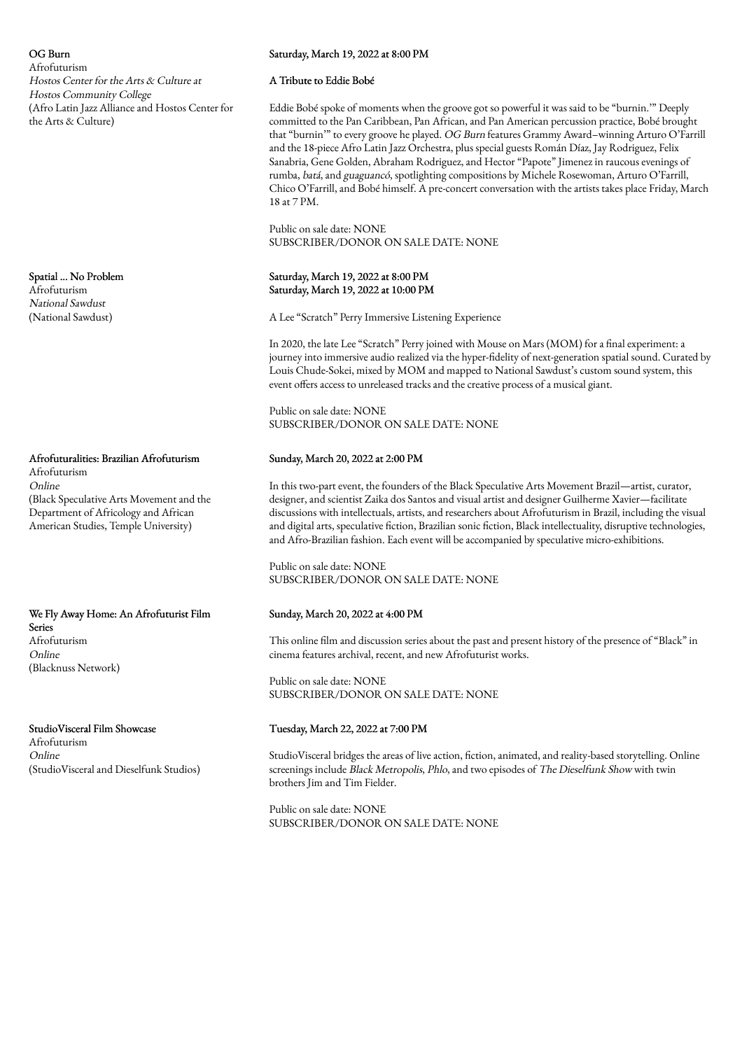OG Burn
Afrofuturism
*Hostos Center for the Arts & Culture at Hostos Community College*
(Afro Latin Jazz Alliance and Hostos Center for the Arts & Culture)

Saturday, March 19, 2022 at 8:00 PM

A Tribute to Eddie Bobé

Eddie Bobé spoke of moments when the groove got so powerful it was said to be "burnin.'" Deeply committed to the Pan Caribbean, Pan African, and Pan American percussion practice, Bobé brought that "burnin'" to every groove he played. *OG Burn* features Grammy Award–winning Arturo O'Farrill and the 18-piece Afro Latin Jazz Orchestra, plus special guests Román Díaz, Jay Rodriguez, Felix Sanabria, Gene Golden, Abraham Rodriguez, and Hector "Papote" Jimenez in raucous evenings of rumba, *batá*, and *guaguancó*, spotlighting compositions by Michele Rosewoman, Arturo O'Farrill, Chico O'Farrill, and Bobé himself. A pre-concert conversation with the artists takes place Friday, March 18 at 7 PM.

Public on sale date: NONE
SUBSCRIBER/DONOR ON SALE DATE: NONE

Spatial ... No Problem
Afrofuturism
*National Sawdust*
(National Sawdust)

Saturday, March 19, 2022 at 8:00 PM
Saturday, March 19, 2022 at 10:00 PM

A Lee "Scratch" Perry Immersive Listening Experience

In 2020, the late Lee "Scratch" Perry joined with Mouse on Mars (MOM) for a final experiment: a journey into immersive audio realized via the hyper-fidelity of next-generation spatial sound. Curated by Louis Chude-Sokei, mixed by MOM and mapped to National Sawdust's custom sound system, this event offers access to unreleased tracks and the creative process of a musical giant.

Public on sale date: NONE
SUBSCRIBER/DONOR ON SALE DATE: NONE

Afrofuturalities: Brazilian Afrofuturism
Afrofuturism
*Online*
(Black Speculative Arts Movement and the Department of Africology and African American Studies, Temple University)

Sunday, March 20, 2022 at 2:00 PM

In this two-part event, the founders of the Black Speculative Arts Movement Brazil—artist, curator, designer, and scientist Zaika dos Santos and visual artist and designer Guilherme Xavier—facilitate discussions with intellectuals, artists, and researchers about Afrofuturism in Brazil, including the visual and digital arts, speculative fiction, Brazilian sonic fiction, Black intellectuality, disruptive technologies, and Afro-Brazilian fashion. Each event will be accompanied by speculative micro-exhibitions.

Public on sale date: NONE
SUBSCRIBER/DONOR ON SALE DATE: NONE

We Fly Away Home: An Afrofuturist Film Series
Afrofuturism
*Online*
(Blacknuss Network)

Sunday, March 20, 2022 at 4:00 PM

This online film and discussion series about the past and present history of the presence of "Black" in cinema features archival, recent, and new Afrofuturist works.

Public on sale date: NONE
SUBSCRIBER/DONOR ON SALE DATE: NONE

StudioVisceral Film Showcase
Afrofuturism
*Online*
(StudioVisceral and Dieselfunk Studios)

Tuesday, March 22, 2022 at 7:00 PM

StudioVisceral bridges the areas of live action, fiction, animated, and reality-based storytelling. Online screenings include *Black Metropolis*, *Phlo*, and two episodes of *The Dieselfunk Show* with twin brothers Jim and Tim Fielder.

Public on sale date: NONE
SUBSCRIBER/DONOR ON SALE DATE: NONE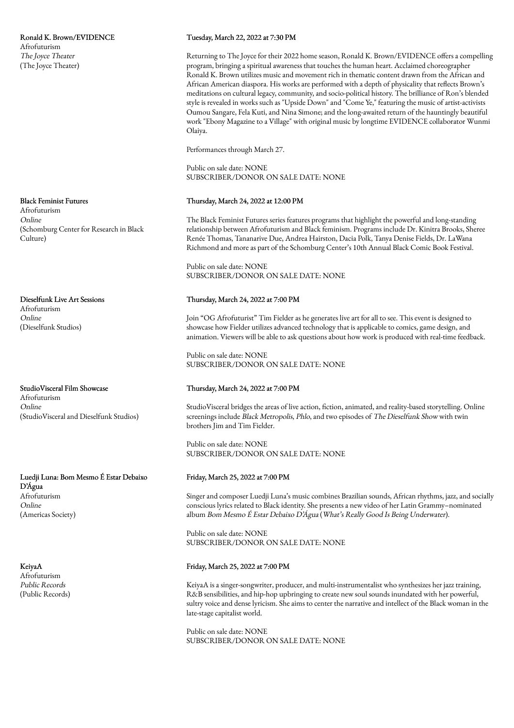**Ronald K. Brown/EVIDENCE**
Afrofuturism
*The Joyce Theater*
(The Joyce Theater)

**Tuesday, March 22, 2022 at 7:30 PM**

Returning to The Joyce for their 2022 home season, Ronald K. Brown/EVIDENCE offers a compelling program, bringing a spiritual awareness that touches the human heart. Acclaimed choreographer Ronald K. Brown utilizes music and movement rich in thematic content drawn from the African and African American diaspora. His works are performed with a depth of physicality that reflects Brown's meditations on cultural legacy, community, and socio-political history. The brilliance of Ron's blended style is revealed in works such as "Upside Down" and "Come Ye," featuring the music of artist-activists Oumou Sangare, Fela Kuti, and Nina Simone; and the long-awaited return of the hauntingly beautiful work "Ebony Magazine to a Village" with original music by longtime EVIDENCE collaborator Wunmi Olaiya.

Performances through March 27.

Public on sale date: NONE
SUBSCRIBER/DONOR ON SALE DATE: NONE

**Black Feminist Futures**
Afrofuturism
*Online*
(Schomburg Center for Research in Black Culture)

**Thursday, March 24, 2022 at 12:00 PM**

The Black Feminist Futures series features programs that highlight the powerful and long-standing relationship between Afrofuturism and Black feminism. Programs include Dr. Kinitra Brooks, Sheree Renée Thomas, Tananarive Due, Andrea Hairston, Dacia Polk, Tanya Denise Fields, Dr. LaWana Richmond and more as part of the Schomburg Center's 10th Annual Black Comic Book Festival.

Public on sale date: NONE
SUBSCRIBER/DONOR ON SALE DATE: NONE

**Dieselfunk Live Art Sessions**
Afrofuturism
*Online*
(Dieselfunk Studios)

**Thursday, March 24, 2022 at 7:00 PM**

Join "OG Afrofuturist" Tim Fielder as he generates live art for all to see. This event is designed to showcase how Fielder utilizes advanced technology that is applicable to comics, game design, and animation. Viewers will be able to ask questions about how work is produced with real-time feedback.

Public on sale date: NONE
SUBSCRIBER/DONOR ON SALE DATE: NONE

**StudioVisceral Film Showcase**
Afrofuturism
*Online*
(StudioVisceral and Dieselfunk Studios)

**Thursday, March 24, 2022 at 7:00 PM**

StudioVisceral bridges the areas of live action, fiction, animated, and reality-based storytelling. Online screenings include *Black Metropolis*, *Phlo*, and two episodes of *The Dieselfunk Show* with twin brothers Jim and Tim Fielder.

Public on sale date: NONE
SUBSCRIBER/DONOR ON SALE DATE: NONE

**Luedji Luna: Bom Mesmo É Estar Debaixo D'Água**
Afrofuturism
*Online*
(Americas Society)

**Friday, March 25, 2022 at 7:00 PM**

Singer and composer Luedji Luna's music combines Brazilian sounds, African rhythms, jazz, and socially conscious lyrics related to Black identity. She presents a new video of her Latin Grammy–nominated album *Bom Mesmo É Estar Debaixo D'Água* (*What's Really Good Is Being Underwater*).

Public on sale date: NONE
SUBSCRIBER/DONOR ON SALE DATE: NONE

**KeiyaA**
Afrofuturism
*Public Records*
(Public Records)

**Friday, March 25, 2022 at 7:00 PM**

KeiyaA is a singer-songwriter, producer, and multi-instrumentalist who synthesizes her jazz training, R&B sensibilities, and hip-hop upbringing to create new soul sounds inundated with her powerful, sultry voice and dense lyricism. She aims to center the narrative and intellect of the Black woman in the late-stage capitalist world.

Public on sale date: NONE
SUBSCRIBER/DONOR ON SALE DATE: NONE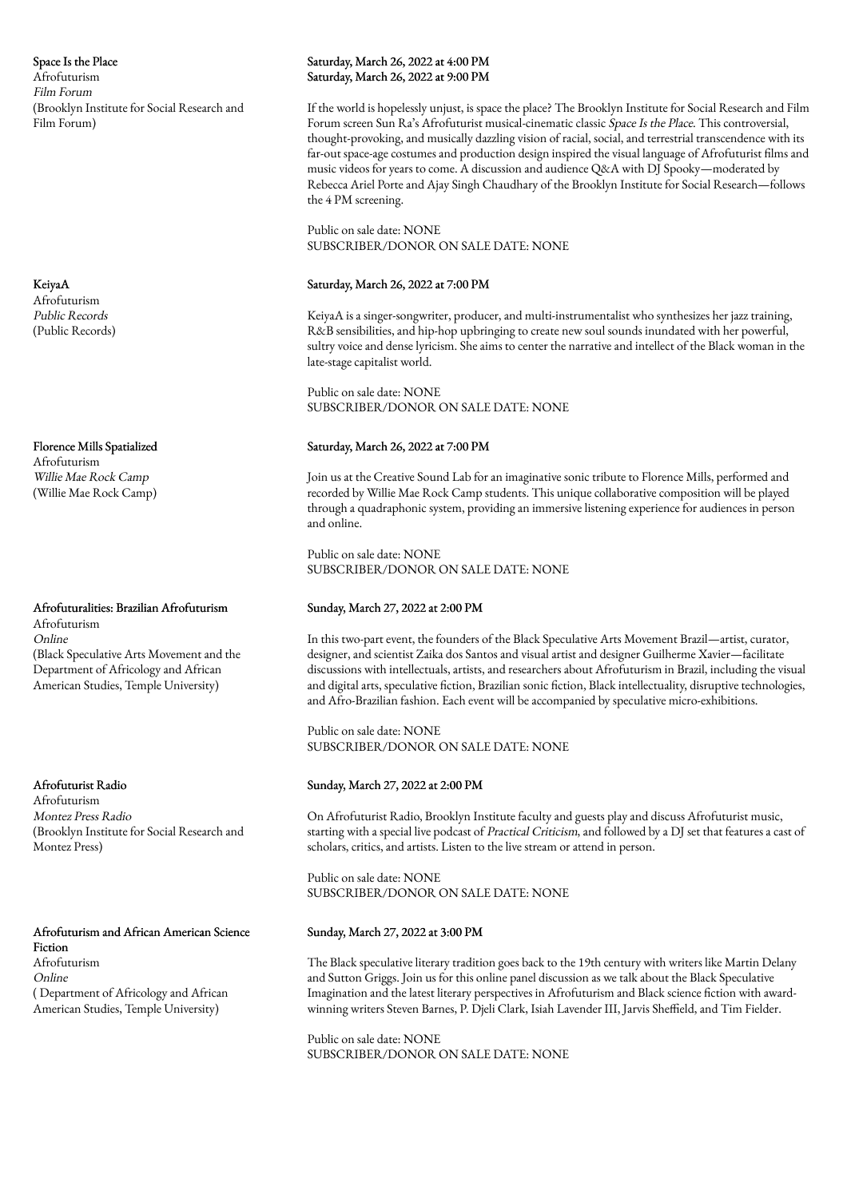**Space Is the Place**
Afrofuturism
*Film Forum*
(Brooklyn Institute for Social Research and Film Forum)

Saturday, March 26, 2022 at 4:00 PM
Saturday, March 26, 2022 at 9:00 PM

If the world is hopelessly unjust, is space the place? The Brooklyn Institute for Social Research and Film Forum screen Sun Ra's Afrofuturist musical-cinematic classic *Space Is the Place*. This controversial, thought-provoking, and musically dazzling vision of racial, social, and terrestrial transcendence with its far-out space-age costumes and production design inspired the visual language of Afrofuturist films and music videos for years to come. A discussion and audience Q&A with DJ Spooky—moderated by Rebecca Ariel Porte and Ajay Singh Chaudhary of the Brooklyn Institute for Social Research—follows the 4 PM screening.

Public on sale date: NONE
SUBSCRIBER/DONOR ON SALE DATE: NONE

**KeiyaA**
Afrofuturism
*Public Records*
(Public Records)

Saturday, March 26, 2022 at 7:00 PM

KeiyaA is a singer-songwriter, producer, and multi-instrumentalist who synthesizes her jazz training, R&B sensibilities, and hip-hop upbringing to create new soul sounds inundated with her powerful, sultry voice and dense lyricism. She aims to center the narrative and intellect of the Black woman in the late-stage capitalist world.

Public on sale date: NONE
SUBSCRIBER/DONOR ON SALE DATE: NONE

**Florence Mills Spatialized**
Afrofuturism
*Willie Mae Rock Camp*
(Willie Mae Rock Camp)

Saturday, March 26, 2022 at 7:00 PM

Join us at the Creative Sound Lab for an imaginative sonic tribute to Florence Mills, performed and recorded by Willie Mae Rock Camp students. This unique collaborative composition will be played through a quadraphonic system, providing an immersive listening experience for audiences in person and online.

Public on sale date: NONE
SUBSCRIBER/DONOR ON SALE DATE: NONE

**Afrofuturalities: Brazilian Afrofuturism**
Afrofuturism
*Online*
(Black Speculative Arts Movement and the Department of Africology and African American Studies, Temple University)

Sunday, March 27, 2022 at 2:00 PM

In this two-part event, the founders of the Black Speculative Arts Movement Brazil—artist, curator, designer, and scientist Zaika dos Santos and visual artist and designer Guilherme Xavier—facilitate discussions with intellectuals, artists, and researchers about Afrofuturism in Brazil, including the visual and digital arts, speculative fiction, Brazilian sonic fiction, Black intellectuality, disruptive technologies, and Afro-Brazilian fashion. Each event will be accompanied by speculative micro-exhibitions.

Public on sale date: NONE
SUBSCRIBER/DONOR ON SALE DATE: NONE

**Afrofuturist Radio**
Afrofuturism
*Montez Press Radio*
(Brooklyn Institute for Social Research and Montez Press)

Sunday, March 27, 2022 at 2:00 PM

On Afrofuturist Radio, Brooklyn Institute faculty and guests play and discuss Afrofuturist music, starting with a special live podcast of *Practical Criticism*, and followed by a DJ set that features a cast of scholars, critics, and artists. Listen to the live stream or attend in person.

Public on sale date: NONE
SUBSCRIBER/DONOR ON SALE DATE: NONE

**Afrofuturism and African American Science Fiction**
Afrofuturism
*Online*
( Department of Africology and African American Studies, Temple University)

Sunday, March 27, 2022 at 3:00 PM

The Black speculative literary tradition goes back to the 19th century with writers like Martin Delany and Sutton Griggs. Join us for this online panel discussion as we talk about the Black Speculative Imagination and the latest literary perspectives in Afrofuturism and Black science fiction with award-winning writers Steven Barnes, P. Djeli Clark, Isiah Lavender III, Jarvis Sheffield, and Tim Fielder.

Public on sale date: NONE
SUBSCRIBER/DONOR ON SALE DATE: NONE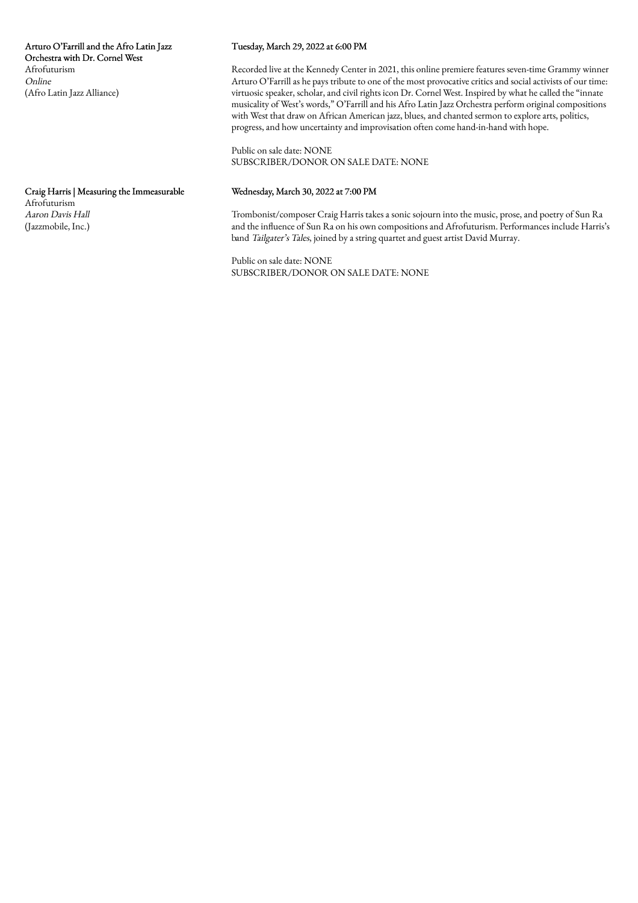**Arturo O'Farrill and the Afro Latin Jazz Orchestra with Dr. Cornel West**
Afrofuturism
*Online*
(Afro Latin Jazz Alliance)

**Tuesday, March 29, 2022 at 6:00 PM**

Recorded live at the Kennedy Center in 2021, this online premiere features seven-time Grammy winner Arturo O'Farrill as he pays tribute to one of the most provocative critics and social activists of our time: virtuosic speaker, scholar, and civil rights icon Dr. Cornel West. Inspired by what he called the "innate musicality of West's words," O'Farrill and his Afro Latin Jazz Orchestra perform original compositions with West that draw on African American jazz, blues, and chanted sermon to explore arts, politics, progress, and how uncertainty and improvisation often come hand-in-hand with hope.

Public on sale date: NONE
SUBSCRIBER/DONOR ON SALE DATE: NONE

**Craig Harris | Measuring the Immeasurable**
Afrofuturism
*Aaron Davis Hall*
(Jazzmobile, Inc.)

**Wednesday, March 30, 2022 at 7:00 PM**

Trombonist/composer Craig Harris takes a sonic sojourn into the music, prose, and poetry of Sun Ra and the influence of Sun Ra on his own compositions and Afrofuturism. Performances include Harris's band *Tailgater's Tales*, joined by a string quartet and guest artist David Murray.

Public on sale date: NONE
SUBSCRIBER/DONOR ON SALE DATE: NONE